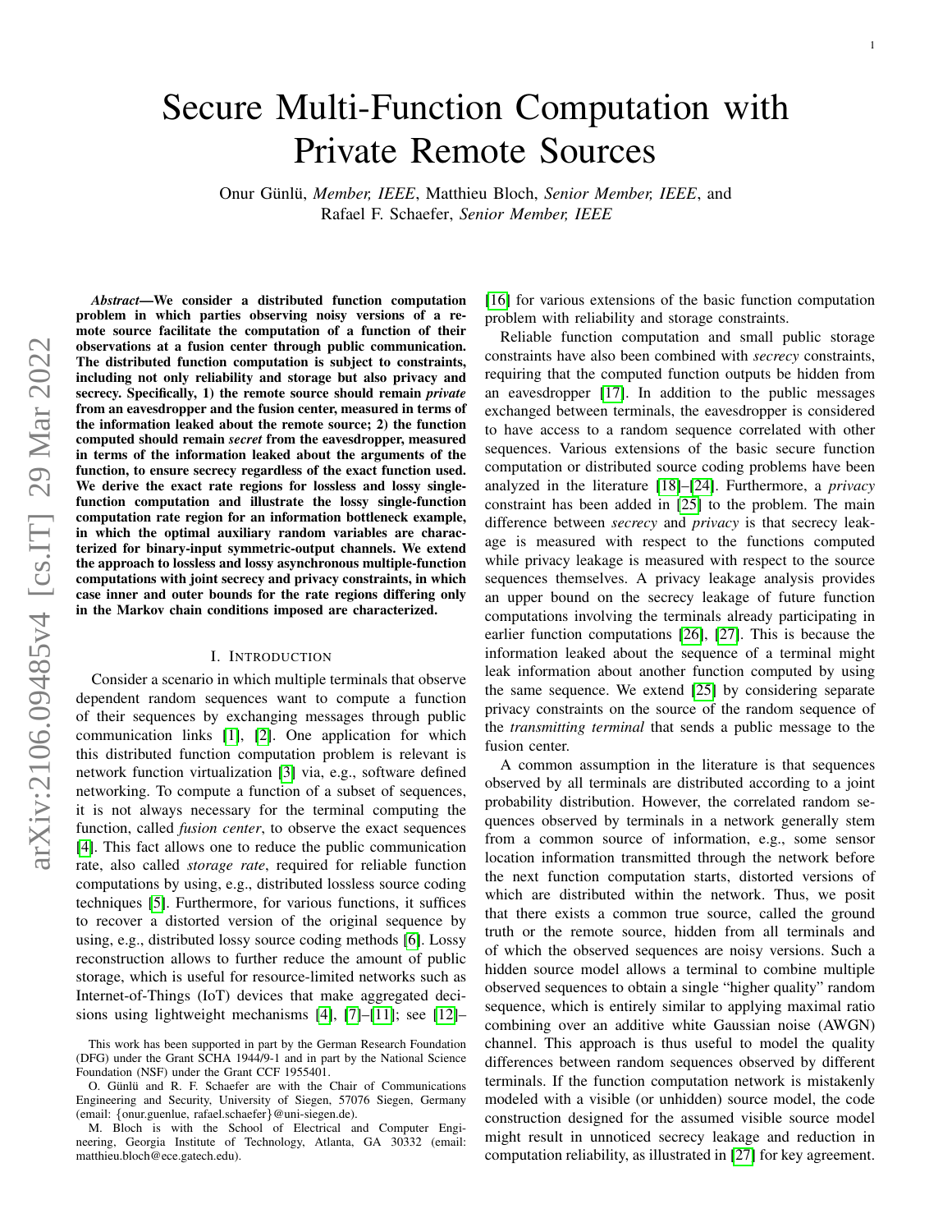# Secure Multi-Function Computation with Private Remote Sources

Onur Günlü, *Member, IEEE*, Matthieu Bloch, *Senior Member, IEEE*, and Rafael F. Schaefer, *Senior Member, IEEE*

***Abstract*—We consider a distributed function computation problem in which parties observing noisy versions of a remote source facilitate the computation of a function of their observations at a fusion center through public communication. The distributed function computation is subject to constraints, including not only reliability and storage but also privacy and secrecy. Specifically, 1) the remote source should remain *private* from an eavesdropper and the fusion center, measured in terms of the information leaked about the remote source; 2) the function computed should remain *secret* from the eavesdropper, measured in terms of the information leaked about the arguments of the function, to ensure secrecy regardless of the exact function used. We derive the exact rate regions for lossless and lossy single-function computation and illustrate the lossy single-function computation rate region for an information bottleneck example, in which the optimal auxiliary random variables are characterized for binary-input symmetric-output channels. We extend the approach to lossless and lossy asynchronous multiple-function computations with joint secrecy and privacy constraints, in which case inner and outer bounds for the rate regions differing only in the Markov chain conditions imposed are characterized.**

## I. Introduction

Consider a scenario in which multiple terminals that observe dependent random sequences want to compute a function of their sequences by exchanging messages through public communication links [1], [2]. One application for which this distributed function computation problem is relevant is network function virtualization [3] via, e.g., software defined networking. To compute a function of a subset of sequences, it is not always necessary for the terminal computing the function, called *fusion center*, to observe the exact sequences [4]. This fact allows one to reduce the public communication rate, also called *storage rate*, required for reliable function computations by using, e.g., distributed lossless source coding techniques [5]. Furthermore, for various functions, it suffices to recover a distorted version of the original sequence by using, e.g., distributed lossy source coding methods [6]. Lossy reconstruction allows to further reduce the amount of public storage, which is useful for resource-limited networks such as Internet-of-Things (IoT) devices that make aggregated decisions using lightweight mechanisms [4], [7]–[11]; see [12]–[16] for various extensions of the basic function computation problem with reliability and storage constraints.

Reliable function computation and small public storage constraints have also been combined with *secrecy* constraints, requiring that the computed function outputs be hidden from an eavesdropper [17]. In addition to the public messages exchanged between terminals, the eavesdropper is considered to have access to a random sequence correlated with other sequences. Various extensions of the basic secure function computation or distributed source coding problems have been analyzed in the literature [18]–[24]. Furthermore, a *privacy* constraint has been added in [25] to the problem. The main difference between *secrecy* and *privacy* is that secrecy leakage is measured with respect to the functions computed while privacy leakage is measured with respect to the source sequences themselves. A privacy leakage analysis provides an upper bound on the secrecy leakage of future function computations involving the terminals already participating in earlier function computations [26], [27]. This is because the information leaked about the sequence of a terminal might leak information about another function computed by using the same sequence. We extend [25] by considering separate privacy constraints on the source of the random sequence of the *transmitting terminal* that sends a public message to the fusion center.

A common assumption in the literature is that sequences observed by all terminals are distributed according to a joint probability distribution. However, the correlated random sequences observed by terminals in a network generally stem from a common source of information, e.g., some sensor location information transmitted through the network before the next function computation starts, distorted versions of which are distributed within the network. Thus, we posit that there exists a common true source, called the ground truth or the remote source, hidden from all terminals and of which the observed sequences are noisy versions. Such a hidden source model allows a terminal to combine multiple observed sequences to obtain a single "higher quality" random sequence, which is entirely similar to applying maximal ratio combining over an additive white Gaussian noise (AWGN) channel. This approach is thus useful to model the quality differences between random sequences observed by different terminals. If the function computation network is mistakenly modeled with a visible (or unhidden) source model, the code construction designed for the assumed visible source model might result in unnoticed secrecy leakage and reduction in computation reliability, as illustrated in [27] for key agreement.

This work has been supported in part by the German Research Foundation (DFG) under the Grant SCHA 1944/9-1 and in part by the National Science Foundation (NSF) under the Grant CCF 1955401.

O. Günlü and R. F. Schaefer are with the Chair of Communications Engineering and Security, University of Siegen, 57076 Siegen, Germany (email: {onur.guenlue, rafael.schaefer}@uni-siegen.de).

M. Bloch is with the School of Electrical and Computer Engineering, Georgia Institute of Technology, Atlanta, GA 30332 (email: matthieu.bloch@ece.gatech.edu).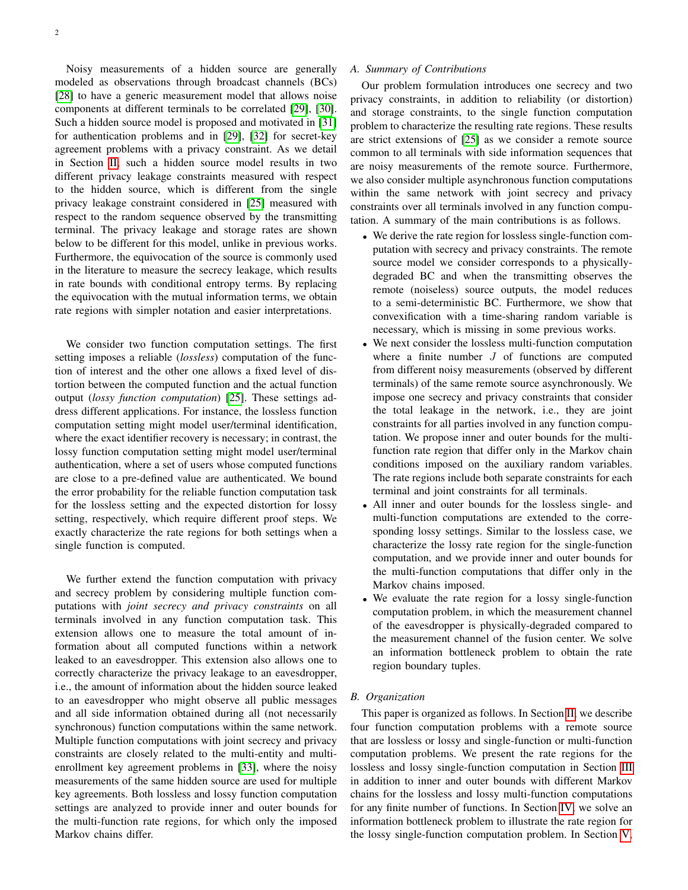Noisy measurements of a hidden source are generally modeled as observations through broadcast channels (BCs) [28] to have a generic measurement model that allows noise components at different terminals to be correlated [29], [30]. Such a hidden source model is proposed and motivated in [31] for authentication problems and in [29], [32] for secret-key agreement problems with a privacy constraint. As we detail in Section II, such a hidden source model results in two different privacy leakage constraints measured with respect to the hidden source, which is different from the single privacy leakage constraint considered in [25] measured with respect to the random sequence observed by the transmitting terminal. The privacy leakage and storage rates are shown below to be different for this model, unlike in previous works. Furthermore, the equivocation of the source is commonly used in the literature to measure the secrecy leakage, which results in rate bounds with conditional entropy terms. By replacing the equivocation with the mutual information terms, we obtain rate regions with simpler notation and easier interpretations.

We consider two function computation settings. The first setting imposes a reliable (*lossless*) computation of the function of interest and the other one allows a fixed level of distortion between the computed function and the actual function output (*lossy function computation*) [25]. These settings address different applications. For instance, the lossless function computation setting might model user/terminal identification, where the exact identifier recovery is necessary; in contrast, the lossy function computation setting might model user/terminal authentication, where a set of users whose computed functions are close to a pre-defined value are authenticated. We bound the error probability for the reliable function computation task for the lossless setting and the expected distortion for lossy setting, respectively, which require different proof steps. We exactly characterize the rate regions for both settings when a single function is computed.

We further extend the function computation with privacy and secrecy problem by considering multiple function computations with *joint secrecy and privacy constraints* on all terminals involved in any function computation task. This extension allows one to measure the total amount of information about all computed functions within a network leaked to an eavesdropper. This extension also allows one to correctly characterize the privacy leakage to an eavesdropper, i.e., the amount of information about the hidden source leaked to an eavesdropper who might observe all public messages and all side information obtained during all (not necessarily synchronous) function computations within the same network. Multiple function computations with joint secrecy and privacy constraints are closely related to the multi-entity and multi-enrollment key agreement problems in [33], where the noisy measurements of the same hidden source are used for multiple key agreements. Both lossless and lossy function computation settings are analyzed to provide inner and outer bounds for the multi-function rate regions, for which only the imposed Markov chains differ.

### A. Summary of Contributions

Our problem formulation introduces one secrecy and two privacy constraints, in addition to reliability (or distortion) and storage constraints, to the single function computation problem to characterize the resulting rate regions. These results are strict extensions of [25] as we consider a remote source common to all terminals with side information sequences that are noisy measurements of the remote source. Furthermore, we also consider multiple asynchronous function computations within the same network with joint secrecy and privacy constraints over all terminals involved in any function computation. A summary of the main contributions is as follows.

- We derive the rate region for lossless single-function computation with secrecy and privacy constraints. The remote source model we consider corresponds to a physically-degraded BC and when the transmitting observes the remote (noiseless) source outputs, the model reduces to a semi-deterministic BC. Furthermore, we show that convexification with a time-sharing random variable is necessary, which is missing in some previous works.
- We next consider the lossless multi-function computation where a finite number $J$ of functions are computed from different noisy measurements (observed by different terminals) of the same remote source asynchronously. We impose one secrecy and privacy constraints that consider the total leakage in the network, i.e., they are joint constraints for all parties involved in any function computation. We propose inner and outer bounds for the multi-function rate region that differ only in the Markov chain conditions imposed on the auxiliary random variables. The rate regions include both separate constraints for each terminal and joint constraints for all terminals.
- All inner and outer bounds for the lossless single- and multi-function computations are extended to the corresponding lossy settings. Similar to the lossless case, we characterize the lossy rate region for the single-function computation, and we provide inner and outer bounds for the multi-function computations that differ only in the Markov chains imposed.
- We evaluate the rate region for a lossy single-function computation problem, in which the measurement channel of the eavesdropper is physically-degraded compared to the measurement channel of the fusion center. We solve an information bottleneck problem to obtain the rate region boundary tuples.

### B. Organization

This paper is organized as follows. In Section II, we describe four function computation problems with a remote source that are lossless or lossy and single-function or multi-function computation problems. We present the rate regions for the lossless and lossy single-function computation in Section III in addition to inner and outer bounds with different Markov chains for the lossless and lossy multi-function computations for any finite number of functions. In Section IV, we solve an information bottleneck problem to illustrate the rate region for the lossy single-function computation problem. In Section V,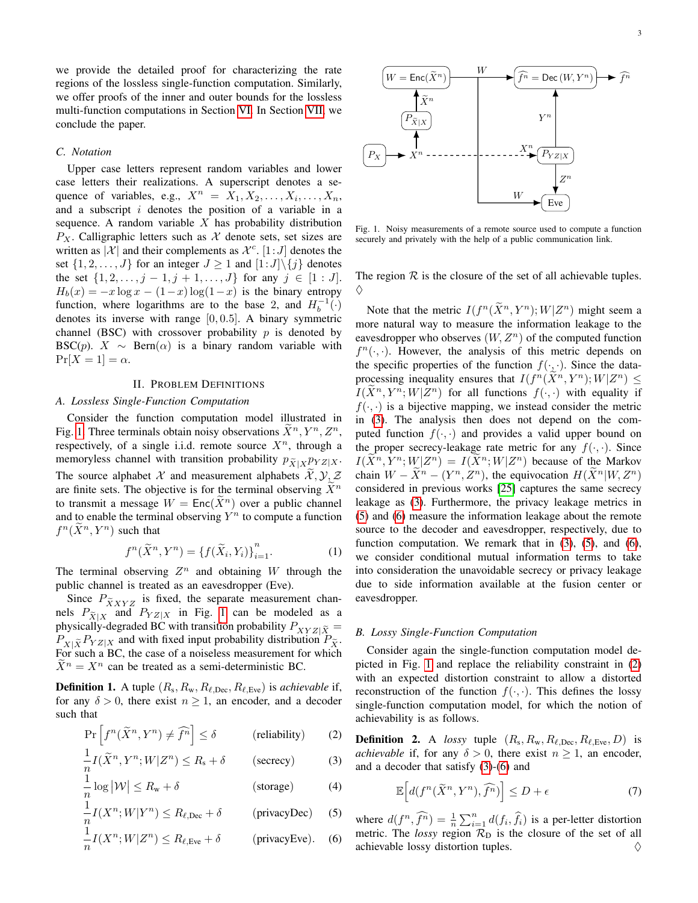we provide the detailed proof for characterizing the rate regions of the lossless single-function computation. Similarly, we offer proofs of the inner and outer bounds for the lossless multi-function computations in Section VI. In Section VII, we conclude the paper.

### C. Notation

Upper case letters represent random variables and lower case letters their realizations. A superscript denotes a sequence of variables, e.g., $X^n = X_1, X_2, \dots, X_i, \dots, X_n$, and a subscript $i$ denotes the position of a variable in a sequence. A random variable $X$ has probability distribution $P_X$. Calligraphic letters such as $\mathcal{X}$ denote sets, set sizes are written as $|\mathcal{X}|$ and their complements as $\mathcal{X}^c$. $[1:J]$ denotes the set $\{1, 2, \dots, J\}$ for an integer $J \geq 1$ and $[1:J]\backslash\{j\}$ denotes the set $\{1, 2, \dots, j-1, j+1, \dots, J\}$ for any $j \in [1:J]$. $H_b(x) = -x\log x - (1-x)\log(1-x)$ is the binary entropy function, where logarithms are to the base 2, and $H_b^{-1}(\cdot)$ denotes its inverse with range $[0, 0.5]$. A binary symmetric channel (BSC) with crossover probability $p$ is denoted by BSC($p$). $X \sim$ Bern($\alpha$) is a binary random variable with $\Pr[X = 1] = \alpha$.

## II. Problem Definitions

### A. Lossless Single-Function Computation

Consider the function computation model illustrated in Fig. 1. Three terminals obtain noisy observations $\widetilde{X}^n, Y^n, Z^n$, respectively, of a single i.i.d. remote source $X^n$, through a memoryless channel with transition probability $p_{\widetilde{X}|X} p_{YZ|X}$. The source alphabet $\mathcal{X}$ and measurement alphabets $\widetilde{\mathcal{X}}, \mathcal{Y}, \mathcal{Z}$ are finite sets. The objective is for the terminal observing $\widetilde{X}^n$ to transmit a message $W = \mathsf{Enc}(\widetilde{X}^n)$ over a public channel and to enable the terminal observing $Y^n$ to compute a function $f^n(\widetilde{X}^n, Y^n)$ such that

$$f^n(\widetilde{X}^n, Y^n) = \{f(\widetilde{X}_i, Y_i)\}_{i=1}^n. \tag{1}$$

The terminal observing $Z^n$ and obtaining $W$ through the public channel is treated as an eavesdropper (Eve).

Since $P_{\widetilde{X}XYZ}$ is fixed, the separate measurement channels $P_{\widetilde{X}|X}$ and $P_{YZ|X}$ in Fig. 1 can be modeled as a physically-degraded BC with transition probability $P_{XYZ|\widetilde{X}} = P_{X|\widetilde{X}} P_{YZ|X}$ and with fixed input probability distribution $P_{\widetilde{X}}$. For such a BC, the case of a noiseless measurement for which $\widetilde{X}^n = X^n$ can be treated as a semi-deterministic BC.

**Definition 1.** A tuple $(R_\text{s}, R_\text{w}, R_{\ell,\text{Dec}}, R_{\ell,\text{Eve}})$ is *achievable* if, for any $\delta > 0$, there exist $n \geq 1$, an encoder, and a decoder such that

$$\Pr\left[f^n(\widetilde{X}^n, Y^n) \neq \widehat{f^n}\right] \leq \delta \qquad \text{(reliability)} \tag{2}$$

$$\frac{1}{n} I(\widetilde{X}^n, Y^n; W|Z^n) \leq R_\text{s} + \delta \qquad \text{(secrecy)} \tag{3}$$

$$\frac{1}{n} \log|\mathcal{W}| \leq R_\text{w} + \delta \qquad \text{(storage)} \tag{4}$$

$$\frac{1}{n} I(X^n; W|Y^n) \leq R_{\ell,\text{Dec}} + \delta \qquad \text{(privacyDec)} \tag{5}$$

$$\frac{1}{n} I(X^n; W|Z^n) \leq R_{\ell,\text{Eve}} + \delta \qquad \text{(privacyEve)}. \tag{6}$$

The region $\mathcal{R}$ is the closure of the set of all achievable tuples. ◊

Fig. 1. Noisy measurements of a remote source used to compute a function securely and privately with the help of a public communication link.

Note that the metric $I(f^n(\widetilde{X}^n, Y^n); W|Z^n)$ might seem a more natural way to measure the information leakage to the eavesdropper who observes $(W, Z^n)$ of the computed function $f^n(\cdot,\cdot)$. However, the analysis of this metric depends on the specific properties of the function $f(\cdot,\cdot)$. Since the data-processing inequality ensures that $I(f^n(\widetilde{X}^n, Y^n); W|Z^n) \leq I(\widetilde{X}^n, Y^n; W|Z^n)$ for all functions $f(\cdot,\cdot)$ with equality if $f(\cdot,\cdot)$ is a bijective mapping, we instead consider the metric in (3). The analysis then does not depend on the computed function $f(\cdot,\cdot)$ and provides a valid upper bound on the proper secrecy-leakage rate metric for any $f(\cdot,\cdot)$. Since $I(\widetilde{X}^n, Y^n; W|Z^n) = I(\widetilde{X}^n; W|Z^n)$ because of the Markov chain $W - \widetilde{X}^n - (Y^n, Z^n)$, the equivocation $H(\widetilde{X}^n|W, Z^n)$ considered in previous works [25] captures the same secrecy leakage as (3). Furthermore, the privacy leakage metrics in (5) and (6) measure the information leakage about the remote source to the decoder and eavesdropper, respectively, due to function computation. We remark that in (3), (5), and (6), we consider conditional mutual information terms to take into consideration the unavoidable secrecy or privacy leakage due to side information available at the fusion center or eavesdropper.

### B. Lossy Single-Function Computation

Consider again the single-function computation model depicted in Fig. 1 and replace the reliability constraint in (2) with an expected distortion constraint to allow a distorted reconstruction of the function $f(\cdot,\cdot)$. This defines the lossy single-function computation model, for which the notion of achievability is as follows.

**Definition 2.** A *lossy* tuple $(R_\text{s}, R_\text{w}, R_{\ell,\text{Dec}}, R_{\ell,\text{Eve}}, D)$ is *achievable* if, for any $\delta > 0$, there exist $n \geq 1$, an encoder, and a decoder that satisfy (3)-(6) and

$$\mathbb{E}\Big[d(f^n(\widetilde{X}^n, Y^n), \widehat{f^n})\Big] \leq D + \epsilon \tag{7}$$

where $d(f^n, \widehat{f^n}) = \frac{1}{n}\sum_{i=1}^n d(f_i, \widehat{f}_i)$ is a per-letter distortion metric. The *lossy* region $\mathcal{R}_\text{D}$ is the closure of the set of all achievable lossy distortion tuples. ◊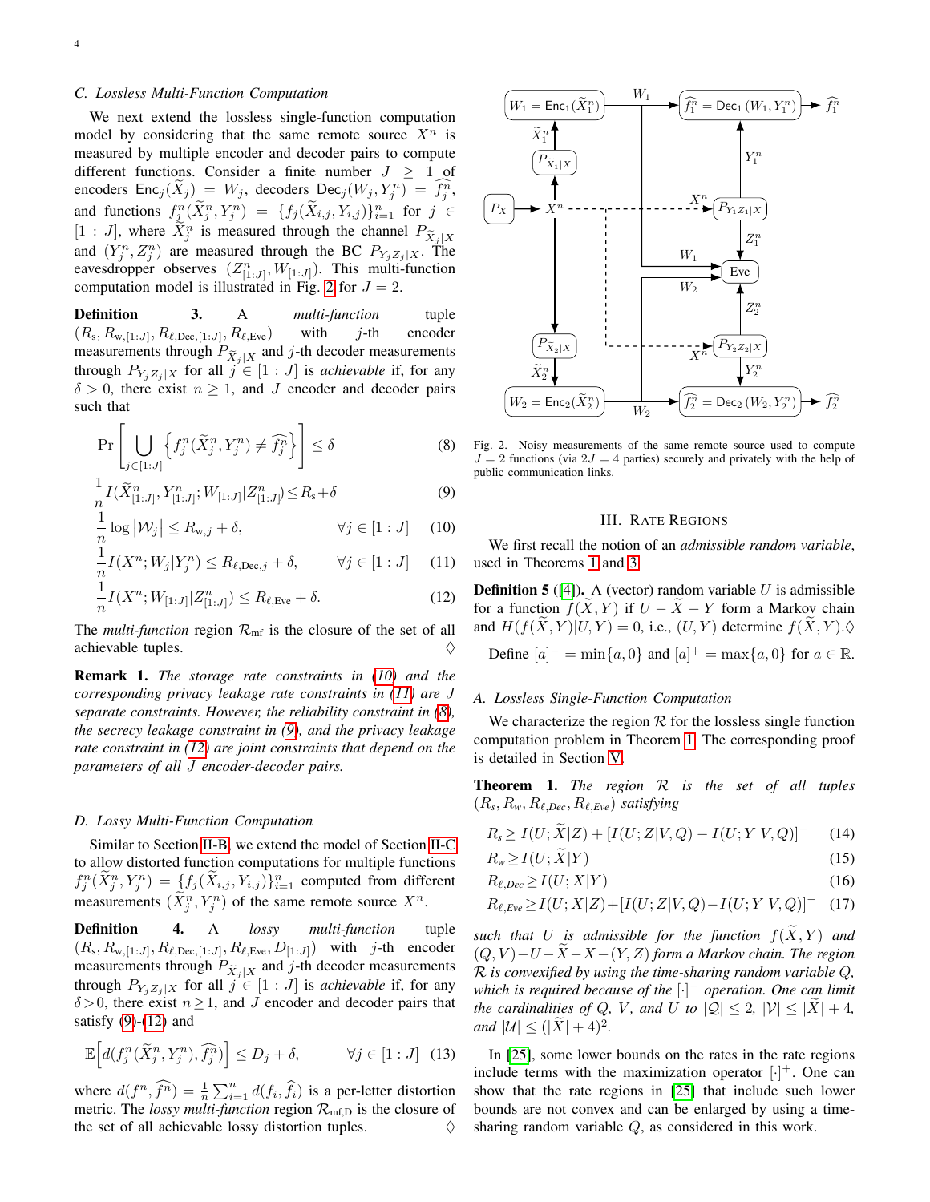### C. Lossless Multi-Function Computation

We next extend the lossless single-function computation model by considering that the same remote source $X^n$ is measured by multiple encoder and decoder pairs to compute different functions. Consider a finite number $J \geq 1$ of encoders $\mathsf{Enc}_j(\widetilde{X}_j^n) = W_j$, decoders $\mathsf{Dec}_j(W_j, Y_j^n) = \widehat{f_j^n}$, and functions $f_j^n(\widetilde{X}_j^n, Y_j^n) = \{f_j(\widetilde{X}_{i,j}, Y_{i,j})\}_{i=1}^n$ for $j \in [1:J]$, where $\widetilde{X}_j^n$ is measured through the channel $P_{\widetilde{X}_j|X}$ and $(Y_j^n, Z_j^n)$ are measured through the BC $P_{Y_jZ_j|X}$. The eavesdropper observes $(Z_{[1:J]}^n, W_{[1:J]})$. This multi-function computation model is illustrated in Fig. 2 for $J = 2$.

**Definition 3.** A *multi-function* tuple $(R_s, R_{w,[1:J]}, R_{\ell,\text{Dec},[1:J]}, R_{\ell,\text{Eve}})$ with $j$-th encoder measurements through $P_{\widetilde{X}_j|X}$ and $j$-th decoder measurements through $P_{Y_jZ_j|X}$ for all $j \in [1:J]$ is *achievable* if, for any $\delta > 0$, there exist $n \geq 1$, and $J$ encoder and decoder pairs such that

$$\Pr\left[\bigcup_{j\in[1:J]} \left\{ f_j^n(\widetilde{X}_j^n, Y_j^n) \neq \widehat{f_j^n} \right\}\right] \leq \delta \tag{8}$$

$$\frac{1}{n} I(\widetilde{X}_{[1:J]}^n, Y_{[1:J]}^n; W_{[1:J]}|Z_{[1:J]}^n) \leq R_s + \delta \tag{9}$$

$$\frac{1}{n}\log|\mathcal{W}_j| \leq R_{w,j} + \delta, \qquad \forall j \in [1:J] \tag{10}$$

$$\frac{1}{n} I(X^n; W_j|Y_j^n) \leq R_{\ell,\text{Dec},j} + \delta, \qquad \forall j \in [1:J] \tag{11}$$

$$\frac{1}{n} I(X^n; W_{[1:J]}|Z_{[1:J]}^n) \leq R_{\ell,\text{Eve}} + \delta. \tag{12}$$

The *multi-function* region $\mathcal{R}_{\text{mf}}$ is the closure of the set of all achievable tuples. ◊

**Remark 1.** *The storage rate constraints in (10) and the corresponding privacy leakage rate constraints in (11) are $J$ separate constraints. However, the reliability constraint in (8), the secrecy leakage constraint in (9), and the privacy leakage rate constraint in (12) are joint constraints that depend on the parameters of all $J$ encoder-decoder pairs.*

### D. Lossy Multi-Function Computation

Similar to Section II-B, we extend the model of Section II-C to allow distorted function computations for multiple functions $f_j^n(\widetilde{X}_j^n, Y_j^n) = \{f_j(\widetilde{X}_{i,j}, Y_{i,j})\}_{i=1}^n$ computed from different measurements $(\widetilde{X}_j^n, Y_j^n)$ of the same remote source $X^n$.

**Definition 4.** A *lossy multi-function* tuple $(R_s, R_{w,[1:J]}, R_{\ell,\text{Dec},[1:J]}, R_{\ell,\text{Eve}}, D_{[1:J]})$ with $j$-th encoder measurements through $P_{\widetilde{X}_j|X}$ and $j$-th decoder measurements through $P_{Y_jZ_j|X}$ for all $j \in [1:J]$ is *achievable* if, for any $\delta > 0$, there exist $n \geq 1$, and $J$ encoder and decoder pairs that satisfy (9)-(12) and

$$\mathbb{E}\Big[d(f_j^n(\widetilde{X}_j^n, Y_j^n), \widehat{f_j^n})\Big] \leq D_j + \delta, \qquad \forall j \in [1:J] \tag{13}$$

where $d(f^n, \widehat{f^n}) = \frac{1}{n}\sum_{i=1}^n d(f_i, \widehat{f}_i)$ is a per-letter distortion metric. The *lossy multi-function* region $\mathcal{R}_{\text{mf,D}}$ is the closure of the set of all achievable lossy distortion tuples. ◊

Fig. 2. Noisy measurements of the same remote source used to compute $J = 2$ functions (via $2J = 4$ parties) securely and privately with the help of public communication links.

## III. Rate Regions

We first recall the notion of an *admissible random variable*, used in Theorems 1 and 3.

**Definition 5** ([4]). A (vector) random variable $U$ is admissible for a function $f(\widetilde{X}, Y)$ if $U - \widetilde{X} - Y$ form a Markov chain and $H(f(\widetilde{X}, Y)|U, Y) = 0$, i.e., $(U, Y)$ determine $f(\widetilde{X}, Y)$. ◊

Define $[a]^- = \min\{a, 0\}$ and $[a]^+ = \max\{a, 0\}$ for $a \in \mathbb{R}$.

### A. Lossless Single-Function Computation

We characterize the region $\mathcal{R}$ for the lossless single function computation problem in Theorem 1. The corresponding proof is detailed in Section V.

**Theorem 1.** *The region $\mathcal{R}$ is the set of all tuples $(R_s, R_w, R_{\ell,Dec}, R_{\ell,Eve})$ satisfying*

$$R_s \geq I(U;\widetilde{X}|Z) + [I(U;Z|V,Q) - I(U;Y|V,Q)]^- \tag{14}$$

$$R_w \geq I(U;\widetilde{X}|Y) \tag{15}$$

$$R_{\ell,Dec} \geq I(U;X|Y) \tag{16}$$

$$R_{\ell,Eve} \geq I(U;X|Z) + [I(U;Z|V,Q) - I(U;Y|V,Q)]^- \tag{17}$$

*such that $U$ is admissible for the function $f(\widetilde{X}, Y)$ and $(Q, V) - U - \widetilde{X} - X - (Y, Z)$ form a Markov chain. The region $\mathcal{R}$ is convexified by using the time-sharing random variable $Q$, which is required because of the $[\cdot]^-$ operation. One can limit the cardinalities of $Q$, $V$, and $U$ to $|\mathcal{Q}| \leq 2$, $|\mathcal{V}| \leq |\widetilde{\mathcal{X}}| + 4$, and $|\mathcal{U}| \leq (|\widetilde{\mathcal{X}}| + 4)^2$.*

In [25], some lower bounds on the rates in the rate regions include terms with the maximization operator $[\cdot]^+$. One can show that the rate regions in [25] that include such lower bounds are not convex and can be enlarged by using a time-sharing random variable $Q$, as considered in this work.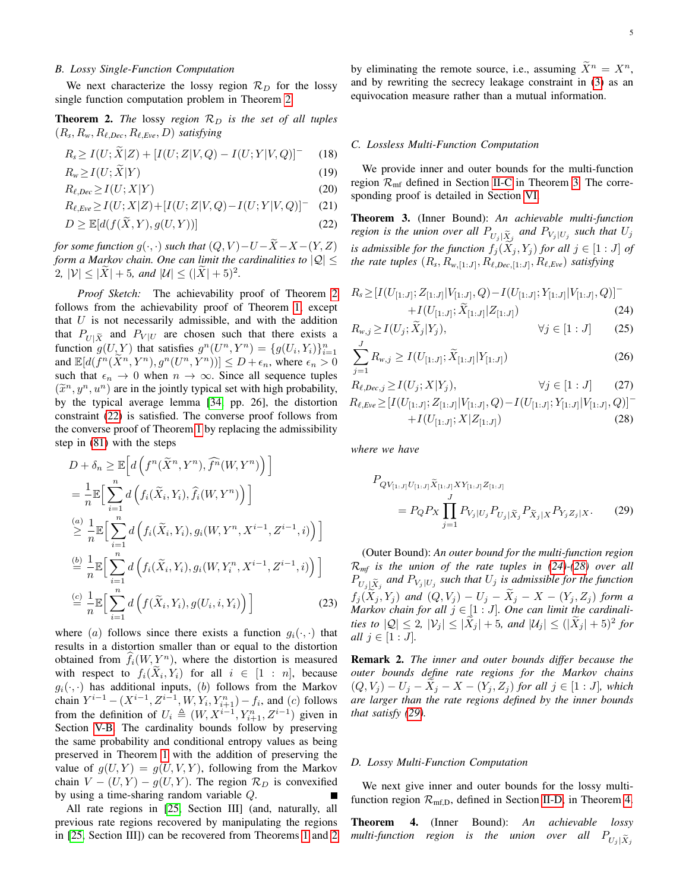### B. Lossy Single-Function Computation

We next characterize the lossy region $\mathcal{R}_D$ for the lossy single function computation problem in Theorem 2.

**Theorem 2.** *The lossy region $\mathcal{R}_D$ is the set of all tuples $(R_s, R_w, R_{\ell,Dec}, R_{\ell,Eve}, D)$ satisfying*

$$R_s \geq I(U;\widetilde{X}|Z) + [I(U;Z|V,Q) - I(U;Y|V,Q)]^- \quad (18)$$

$$R_w \geq I(U;\widetilde{X}|Y) \quad (19)$$

$$R_{\ell,Dec} \geq I(U;X|Y) \quad (20)$$

$$R_{\ell,Eve} \geq I(U;X|Z)+[I(U;Z|V,Q)-I(U;Y|V,Q)]^- \quad (21)$$

$$D \geq \mathbb{E}[d(f(\widetilde{X},Y), g(U,Y))] \quad (22)$$

*for some function $g(\cdot,\cdot)$ such that $(Q,V)-U-\widetilde{X}-X-(Y,Z)$ form a Markov chain. One can limit the cardinalities to $|\mathcal{Q}| \leq 2$, $|\mathcal{V}| \leq |\widetilde{X}|+5$, and $|\mathcal{U}| \leq (|\widetilde{X}|+5)^2$.*

*Proof Sketch:* The achievability proof of Theorem 2 follows from the achievability proof of Theorem 1, except that $U$ is not necessarily admissible, and with the addition that $P_{U|\widetilde{X}}$ and $P_{V|U}$ are chosen such that there exists a function $g(U,Y)$ that satisfies $g^n(U^n,Y^n) = \{g(U_i,Y_i)\}_{i=1}^n$ and $\mathbb{E}[d(f^n(\widetilde{X}^n,Y^n), g^n(U^n,Y^n))] \leq D+\epsilon_n$, where $\epsilon_n > 0$ such that $\epsilon_n \to 0$ when $n \to \infty$. Since all sequence tuples $(\widetilde{x}^n, y^n, u^n)$ are in the jointly typical set with high probability, by the typical average lemma [34, pp. 26], the distortion constraint (22) is satisfied. The converse proof follows from the converse proof of Theorem 1 by replacing the admissibility step in (81) with the steps

$$\begin{aligned}
D+\delta_n &\geq \mathbb{E}\Big[d\Big(f^n(\widetilde{X}^n,Y^n), \widehat{f^n}(W,Y^n)\Big)\Big]\\
&= \frac{1}{n}\mathbb{E}\Big[\sum_{i=1}^n d\Big(f_i(\widetilde{X}_i,Y_i), \widehat{f}_i(W,Y^n)\Big)\Big]\\
&\overset{(a)}{\geq} \frac{1}{n}\mathbb{E}\Big[\sum_{i=1}^n d\Big(f_i(\widetilde{X}_i,Y_i), g_i(W,Y^n,X^{i-1},Z^{i-1},i)\Big)\Big]\\
&\overset{(b)}{=} \frac{1}{n}\mathbb{E}\Big[\sum_{i=1}^n d\Big(f_i(\widetilde{X}_i,Y_i), g_i(W,Y_i^n,X^{i-1},Z^{i-1},i)\Big)\Big]\\
&\overset{(c)}{=} \frac{1}{n}\mathbb{E}\Big[\sum_{i=1}^n d\Big(f(\widetilde{X}_i,Y_i), g(U_i,i,Y_i)\Big)\Big] \quad (23)
\end{aligned}$$

where $(a)$ follows since there exists a function $g_i(\cdot,\cdot)$ that results in a distortion smaller than or equal to the distortion obtained from $\widehat{f}_i(W,Y^n)$, where the distortion is measured with respect to $f_i(\widetilde{X}_i,Y_i)$ for all $i \in [1:n]$, because $g_i(\cdot,\cdot)$ has additional inputs, $(b)$ follows from the Markov chain $Y^{i-1} - (X^{i-1}, Z^{i-1}, W, Y_i, Y_{i+1}^n) - f_i$, and $(c)$ follows from the definition of $U_i \triangleq (W, X^{i-1}, Y_{i+1}^n, Z^{i-1})$ given in Section V-B. The cardinality bounds follow by preserving the same probability and conditional entropy values as being preserved in Theorem 1 with the addition of preserving the value of $g(U,Y) = g(U,V,Y)$, following from the Markov chain $V-(U,Y)-g(U,Y)$. The region $\mathcal{R}_D$ is convexified by using a time-sharing random variable $Q$. ∎

All rate regions in [25, Section III] (and, naturally, all previous rate regions recovered by manipulating the regions in [25, Section III]) can be recovered from Theorems 1 and 2 by eliminating the remote source, i.e., assuming $\widetilde{X}^n = X^n$, and by rewriting the secrecy leakage constraint in (3) as an equivocation measure rather than a mutual information.

### C. Lossless Multi-Function Computation

We provide inner and outer bounds for the multi-function region $\mathcal{R}_{\text{mf}}$ defined in Section II-C in Theorem 3. The corresponding proof is detailed in Section VI.

**Theorem 3.** (Inner Bound): *An achievable multi-function region is the union over all $P_{U_j|\widetilde{X}_j}$ and $P_{V_j|U_j}$ such that $U_j$ is admissible for the function $f_j(\widetilde{X}_j,Y_j)$ for all $j \in [1:J]$ of the rate tuples $(R_s, R_{w,[1:J]}, R_{\ell,Dec,[1:J]}, R_{\ell,Eve})$ satisfying*

$$\begin{aligned}
R_s \geq\, &[I(U_{[1:J]};Z_{[1:J]}|V_{[1:J]},Q)-I(U_{[1:J]};Y_{[1:J]}|V_{[1:J]},Q)]^-\\
&+I(U_{[1:J]};\widetilde{X}_{[1:J]}|Z_{[1:J]}) \quad (24)
\end{aligned}$$

$$R_{w,j} \geq I(U_j;\widetilde{X}_j|Y_j), \qquad \forall j \in [1:J] \quad (25)$$

$$\sum_{j=1}^J R_{w,j} \geq I(U_{[1:J]};\widetilde{X}_{[1:J]}|Y_{[1:J]}) \quad (26)$$

$$R_{\ell,Dec,j} \geq I(U_j;X|Y_j), \qquad \forall j \in [1:J] \quad (27)$$

$$\begin{aligned}
R_{\ell,Eve} \geq\, &[I(U_{[1:J]};Z_{[1:J]}|V_{[1:J]},Q)-I(U_{[1:J]};Y_{[1:J]}|V_{[1:J]},Q)]^-\\
&+I(U_{[1:J]};X|Z_{[1:J]}) \quad (28)
\end{aligned}$$

*where we have*

$$P_{QV_{[1:J]}U_{[1:J]}\widetilde{X}_{[1:J]}XY_{[1:J]}Z_{[1:J]}} = P_Q P_X \prod_{j=1}^J P_{V_j|U_j} P_{U_j|\widetilde{X}_j} P_{\widetilde{X}_j|X} P_{Y_j Z_j|X}. \quad (29)$$

(Outer Bound): *An outer bound for the multi-function region $\mathcal{R}_{mf}$ is the union of the rate tuples in (24)-(28) over all $P_{U_j|\widetilde{X}_j}$ and $P_{V_j|U_j}$ such that $U_j$ is admissible for the function $f_j(\widetilde{X}_j,Y_j)$ and $(Q,V_j)-U_j-\widetilde{X}_j-X-(Y_j,Z_j)$ form a Markov chain for all $j \in [1:J]$. One can limit the cardinalities to $|\mathcal{Q}| \leq 2$, $|\mathcal{V}_j| \leq |\widetilde{X}_j|+5$, and $|\mathcal{U}_j| \leq (|\widetilde{X}_j|+5)^2$ for all $j \in [1:J]$.*

**Remark 2.** *The inner and outer bounds differ because the outer bounds define rate regions for the Markov chains $(Q,V_j)-U_j-\widetilde{X}_j-X-(Y_j,Z_j)$ for all $j \in [1:J]$, which are larger than the rate regions defined by the inner bounds that satisfy (29).*

### D. Lossy Multi-Function Computation

We next give inner and outer bounds for the lossy multi-function region $\mathcal{R}_{\text{mf,D}}$, defined in Section II-D, in Theorem 4.

**Theorem 4.** (Inner Bound): *An achievable lossy multi-function region is the union over all $P_{U_j|\widetilde{X}_j}$*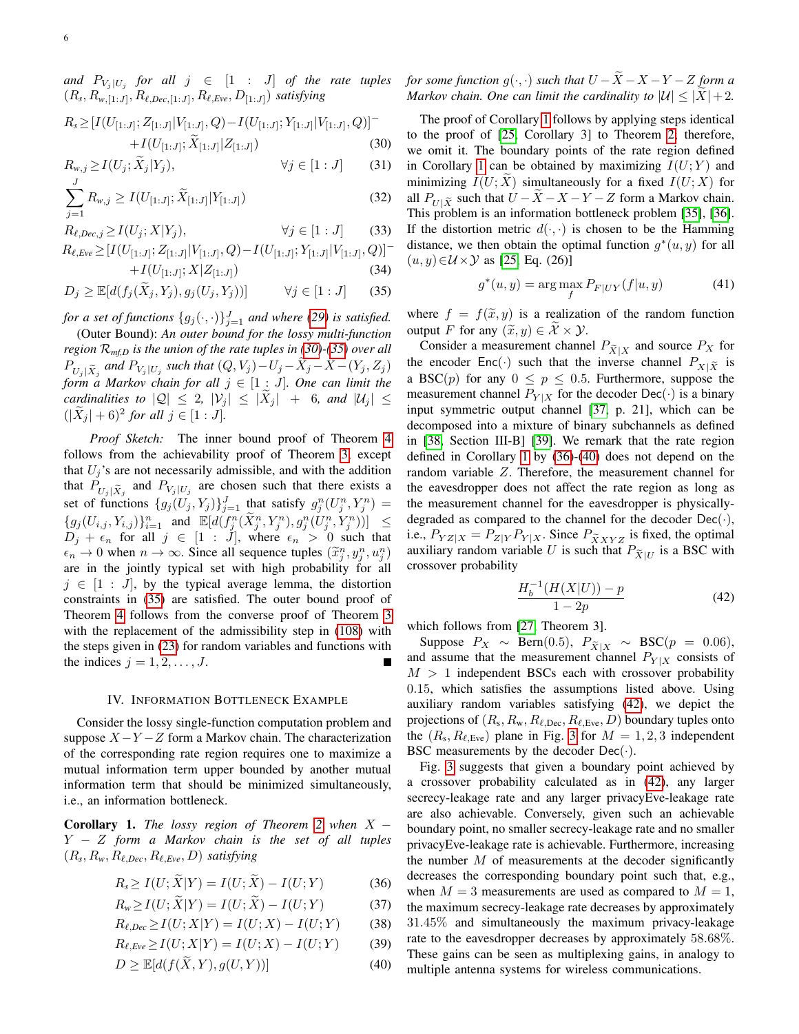*and* $P_{V_j|U_j}$ *for all* $j \in [1:J]$ *of the rate tuples* $(R_s, R_{w,[1:J]}, R_{\ell,Dec,[1:J]}, R_{\ell,Eve}, D_{[1:J]})$ *satisfying*

$$R_s \geq [I(U_{[1:J]}; Z_{[1:J]}|V_{[1:J]}, Q) - I(U_{[1:J]}; Y_{[1:J]}|V_{[1:J]}, Q)]^- + I(U_{[1:J]}; \widetilde{X}_{[1:J]}|Z_{[1:J]}) \tag{30}$$

$$R_{w,j} \geq I(U_j; \widetilde{X}_j|Y_j), \qquad \forall j \in [1:J] \tag{31}$$

$$\sum_{j=1}^{J} R_{w,j} \geq I(U_{[1:J]}; \widetilde{X}_{[1:J]}|Y_{[1:J]}) \tag{32}$$

$$R_{\ell,Dec,j} \geq I(U_j; X|Y_j), \qquad \forall j \in [1:J] \tag{33}$$

$$R_{\ell,Eve} \geq [I(U_{[1:J]}; Z_{[1:J]}|V_{[1:J]}, Q) - I(U_{[1:J]}; Y_{[1:J]}|V_{[1:J]}, Q)]^- + I(U_{[1:J]}; X|Z_{[1:J]}) \tag{34}$$

$$D_j \geq \mathbb{E}[d(f_j(\widetilde{X}_j, Y_j), g_j(U_j, Y_j))] \qquad \forall j \in [1:J] \tag{35}$$

*for a set of functions* $\{g_j(\cdot,\cdot)\}_{j=1}^J$ *and where (29) is satisfied.*

(Outer Bound): *An outer bound for the lossy multi-function region* $\mathcal{R}_{mf,D}$ *is the union of the rate tuples in (30)-(35) over all* $P_{U_j|\widetilde{X}_j}$ *and* $P_{V_j|U_j}$ *such that* $(Q, V_j) - U_j - \widetilde{X}_j - X - (Y_j, Z_j)$ *form a Markov chain for all* $j \in [1:J]$*. One can limit the cardinalities to* $|\mathcal{Q}| \leq 2$*,* $|\mathcal{V}_j| \leq |\widetilde{\mathcal{X}}_j| + 6$*, and* $|\mathcal{U}_j| \leq (|\widetilde{\mathcal{X}}_j| + 6)^2$ *for all* $j \in [1:J]$*.*

*Proof Sketch:* The inner bound proof of Theorem 4 follows from the achievability proof of Theorem 3, except that $U_j$'s are not necessarily admissible, and with the addition that $P_{U_j|\widetilde{X}_j}$ and $P_{V_j|U_j}$ are chosen such that there exists a set of functions $\{g_j(U_j, Y_j)\}_{j=1}^J$ that satisfy $g_j^n(U_j^n, Y_j^n) = \{g_j(U_{i,j}, Y_{i,j})\}_{i=1}^n$ and $\mathbb{E}[d(f_j^n(\widetilde{X}_j^n, Y_j^n), g_j^n(U_j^n, Y_j^n))] \leq D_j + \epsilon_n$ for all $j \in [1:J]$, where $\epsilon_n > 0$ such that $\epsilon_n \to 0$ when $n \to \infty$. Since all sequence tuples $(\widetilde{x}_j^n, y_j^n, u_j^n)$ are in the jointly typical set with high probability for all $j \in [1:J]$, by the typical average lemma, the distortion constraints in (35) are satisfied. The outer bound proof of Theorem 4 follows from the converse proof of Theorem 3 with the replacement of the admissibility step in (108) with the steps given in (23) for random variables and functions with the indices $j = 1, 2, \ldots, J$. ■

## IV. Information Bottleneck Example

Consider the lossy single-function computation problem and suppose $X - Y - Z$ form a Markov chain. The characterization of the corresponding rate region requires one to maximize a mutual information term upper bounded by another mutual information term that should be minimized simultaneously, i.e., an information bottleneck.

**Corollary 1.** *The lossy region of Theorem 2 when* $X - Y - Z$ *form a Markov chain is the set of all tuples* $(R_s, R_w, R_{\ell,Dec}, R_{\ell,Eve}, D)$ *satisfying*

$$R_s \geq I(U; \widetilde{X}|Y) = I(U; \widetilde{X}) - I(U; Y) \tag{36}$$

$$R_w \geq I(U; \widetilde{X}|Y) = I(U; \widetilde{X}) - I(U; Y) \tag{37}$$

$$R_{\ell,Dec} \geq I(U; X|Y) = I(U; X) - I(U; Y) \tag{38}$$

$$R_{\ell,Eve} \geq I(U; X|Y) = I(U; X) - I(U; Y) \tag{39}$$

$$D \geq \mathbb{E}[d(f(\widetilde{X}, Y), g(U, Y))] \tag{40}$$

*for some function* $g(\cdot,\cdot)$ *such that* $U - \widetilde{X} - X - Y - Z$ *form a Markov chain. One can limit the cardinality to* $|\mathcal{U}| \leq |\widetilde{\mathcal{X}}| + 2$*.*

The proof of Corollary 1 follows by applying steps identical to the proof of [25, Corollary 3] to Theorem 2, therefore, we omit it. The boundary points of the rate region defined in Corollary 1 can be obtained by maximizing $I(U;Y)$ and minimizing $I(U;\widetilde{X})$ simultaneously for a fixed $I(U;X)$ for all $P_{U|\widetilde{X}}$ such that $U - \widetilde{X} - X - Y - Z$ form a Markov chain. This problem is an information bottleneck problem [35], [36]. If the distortion metric $d(\cdot,\cdot)$ is chosen to be the Hamming distance, we then obtain the optimal function $g^*(u,y)$ for all $(u,y) \in \mathcal{U} \times \mathcal{Y}$ as [25, Eq. (26)]

$$g^*(u, y) = \arg\max_f P_{F|UY}(f|u, y) \tag{41}$$

where $f = f(\widetilde{x}, y)$ is a realization of the random function output $F$ for any $(\widetilde{x}, y) \in \widetilde{\mathcal{X}} \times \mathcal{Y}$.

Consider a measurement channel $P_{\widetilde{X}|X}$ and source $P_X$ for the encoder $\mathrm{Enc}(\cdot)$ such that the inverse channel $P_{X|\widetilde{X}}$ is a $\mathrm{BSC}(p)$ for any $0 \leq p \leq 0.5$. Furthermore, suppose the measurement channel $P_{Y|X}$ for the decoder $\mathrm{Dec}(\cdot)$ is a binary input symmetric output channel [37, p. 21], which can be decomposed into a mixture of binary subchannels as defined in [38, Section III-B] [39]. We remark that the rate region defined in Corollary 1 by (36)-(40) does not depend on the random variable $Z$. Therefore, the measurement channel for the eavesdropper does not affect the rate region as long as the measurement channel for the eavesdropper is physically-degraded as compared to the channel for the decoder $\mathrm{Dec}(\cdot)$, i.e., $P_{YZ|X} = P_{Z|Y}P_{Y|X}$. Since $P_{\widetilde{X}XYZ}$ is fixed, the optimal auxiliary random variable $U$ is such that $P_{\widetilde{X}|U}$ is a BSC with crossover probability

$$\frac{H_b^{-1}(H(X|U)) - p}{1 - 2p} \tag{42}$$

which follows from [27, Theorem 3].

Suppose $P_X \sim \mathrm{Bern}(0.5)$, $P_{\widetilde{X}|X} \sim \mathrm{BSC}(p = 0.06)$, and assume that the measurement channel $P_{Y|X}$ consists of $M > 1$ independent BSCs each with crossover probability $0.15$, which satisfies the assumptions listed above. Using auxiliary random variables satisfying (42), we depict the projections of $(R_s, R_w, R_{\ell,\mathrm{Dec}}, R_{\ell,\mathrm{Eve}}, D)$ boundary tuples onto the $(R_s, R_{\ell,\mathrm{Eve}})$ plane in Fig. 3 for $M = 1, 2, 3$ independent BSC measurements by the decoder $\mathrm{Dec}(\cdot)$.

Fig. 3 suggests that given a boundary point achieved by a crossover probability calculated as in (42), any larger secrecy-leakage rate and any larger privacyEve-leakage rate are also achievable. Conversely, given such an achievable boundary point, no smaller secrecy-leakage rate and no smaller privacyEve-leakage rate is achievable. Furthermore, increasing the number $M$ of measurements at the decoder significantly decreases the corresponding boundary point such that, e.g., when $M = 3$ measurements are used as compared to $M = 1$, the maximum secrecy-leakage rate decreases by approximately $31.45\%$ and simultaneously the maximum privacy-leakage rate to the eavesdropper decreases by approximately $58.68\%$. These gains can be seen as multiplexing gains, in analogy to multiple antenna systems for wireless communications.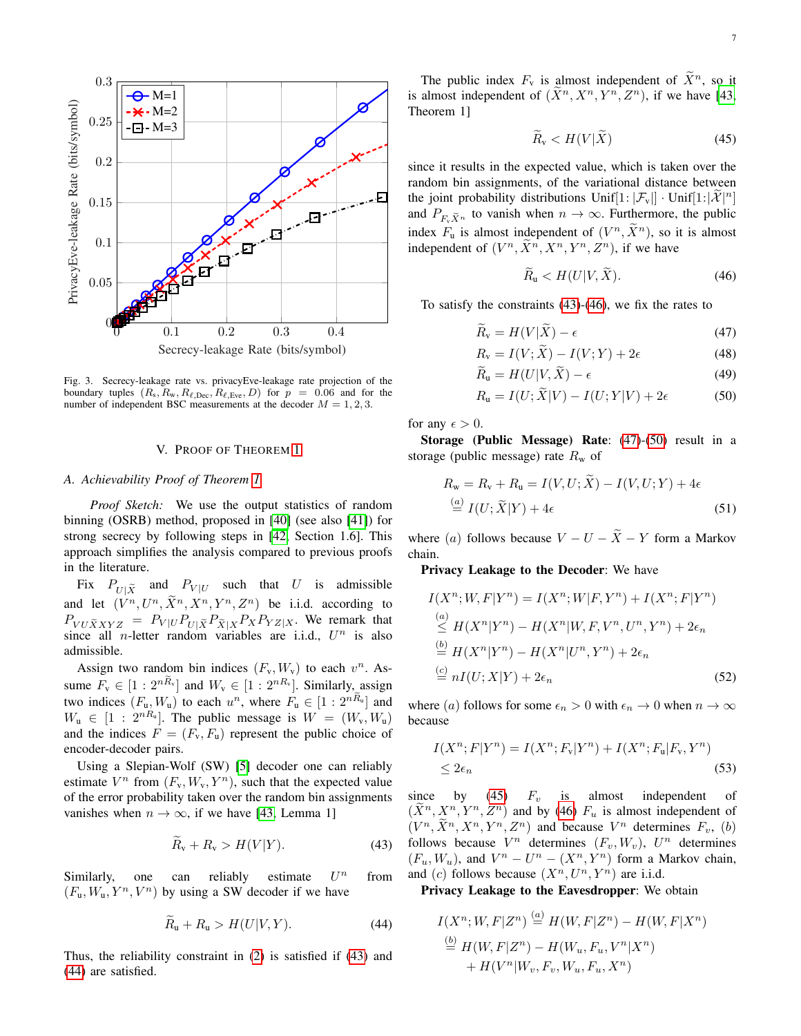Fig. 3. Secrecy-leakage rate vs. privacyEve-leakage rate projection of the boundary tuples $(R_s, R_w, R_{\ell,\text{Dec}}, R_{\ell,\text{Eve}}, D)$ for $p = 0.06$ and for the number of independent BSC measurements at the decoder $M = 1, 2, 3$.

## V. Proof of Theorem 1

### A. Achievability Proof of Theorem 1

*Proof Sketch:* We use the output statistics of random binning (OSRB) method, proposed in [40] (see also [41]) for strong secrecy by following steps in [42, Section 1.6]. This approach simplifies the analysis compared to previous proofs in the literature.

Fix $P_{U|\widetilde{X}}$ and $P_{V|U}$ such that $U$ is admissible and let $(V^n, U^n, \widetilde{X}^n, X^n, Y^n, Z^n)$ be i.i.d. according to $P_{VU\widetilde{X}XYZ} = P_{V|U}P_{U|\widetilde{X}}P_{\widetilde{X}|X}P_X P_{YZ|X}$. We remark that since all $n$-letter random variables are i.i.d., $U^n$ is also admissible.

Assign two random bin indices $(F_\text{v}, W_\text{v})$ to each $v^n$. Assume $F_\text{v} \in [1:2^{n\widetilde{R}_\text{v}}]$ and $W_\text{v} \in [1:2^{nR_\text{v}}]$. Similarly, assign two indices $(F_\text{u}, W_\text{u})$ to each $u^n$, where $F_\text{u} \in [1:2^{n\widetilde{R}_\text{u}}]$ and $W_\text{u} \in [1:2^{nR_\text{u}}]$. The public message is $W = (W_\text{v}, W_\text{u})$ and the indices $F = (F_\text{v}, F_\text{u})$ represent the public choice of encoder-decoder pairs.

Using a Slepian-Wolf (SW) [5] decoder one can reliably estimate $V^n$ from $(F_\text{v}, W_\text{v}, Y^n)$, such that the expected value of the error probability taken over the random bin assignments vanishes when $n \to \infty$, if we have [43, Lemma 1]

$$\widetilde{R}_\text{v} + R_\text{v} > H(V|Y). \tag{43}$$

Similarly, one can reliably estimate $U^n$ from $(F_\text{u}, W_\text{u}, Y^n, V^n)$ by using a SW decoder if we have

$$\widetilde{R}_\text{u} + R_\text{u} > H(U|V, Y). \tag{44}$$

Thus, the reliability constraint in (2) is satisfied if (43) and (44) are satisfied.

The public index $F_\text{v}$ is almost independent of $\widetilde{X}^n$, so it is almost independent of $(\widetilde{X}^n, X^n, Y^n, Z^n)$, if we have [43, Theorem 1]

$$\widetilde{R}_\text{v} < H(V|\widetilde{X}) \tag{45}$$

since it results in the expected value, which is taken over the random bin assignments, of the variational distance between the joint probability distributions $\text{Unif}[1:|\mathcal{F}_\text{v}|] \cdot \text{Unif}[1:|\widetilde{\mathcal{X}}|^n]$ and $P_{F_\text{v}\widetilde{X}^n}$ to vanish when $n \to \infty$. Furthermore, the public index $F_\text{u}$ is almost independent of $(V^n, \widetilde{X}^n)$, so it is almost independent of $(V^n, \widetilde{X}^n, X^n, Y^n, Z^n)$, if we have

$$\widetilde{R}_\text{u} < H(U|V, \widetilde{X}). \tag{46}$$

To satisfy the constraints (43)-(46), we fix the rates to

$$\widetilde{R}_\text{v} = H(V|\widetilde{X}) - \epsilon \tag{47}$$

$$R_\text{v} = I(V; \widetilde{X}) - I(V; Y) + 2\epsilon \tag{48}$$

$$\widetilde{R}_\text{u} = H(U|V, \widetilde{X}) - \epsilon \tag{49}$$

$$R_\text{u} = I(U; \widetilde{X}|V) - I(U; Y|V) + 2\epsilon \tag{50}$$

for any $\epsilon > 0$.

**Storage (Public Message) Rate**: (47)-(50) result in a storage (public message) rate $R_\text{w}$ of

$$R_\text{w} = R_\text{v} + R_\text{u} = I(V, U; \widetilde{X}) - I(V, U; Y) + 4\epsilon \stackrel{(a)}{=} I(U; \widetilde{X}|Y) + 4\epsilon \tag{51}$$

where $(a)$ follows because $V - U - \widetilde{X} - Y$ form a Markov chain.

**Privacy Leakage to the Decoder**: We have

$$\begin{aligned} I(X^n; W, F|Y^n) &= I(X^n; W|F, Y^n) + I(X^n; F|Y^n) \\ &\stackrel{(a)}{\leq} H(X^n|Y^n) - H(X^n|W, F, V^n, U^n, Y^n) + 2\epsilon_n \\ &\stackrel{(b)}{=} H(X^n|Y^n) - H(X^n|U^n, Y^n) + 2\epsilon_n \\ &\stackrel{(c)}{=} nI(U; X|Y) + 2\epsilon_n \end{aligned} \tag{52}$$

where $(a)$ follows for some $\epsilon_n > 0$ with $\epsilon_n \to 0$ when $n \to \infty$ because

$$I(X^n; F|Y^n) = I(X^n; F_\text{v}|Y^n) + I(X^n; F_\text{u}|F_\text{v}, Y^n) \leq 2\epsilon_n \tag{53}$$

since by (45) $F_v$ is almost independent of $(\widetilde{X}^n, X^n, Y^n, Z^n)$ and by (46) $F_u$ is almost independent of $(V^n, \widetilde{X}^n, X^n, Y^n, Z^n)$ and because $V^n$ determines $F_v$, $(b)$ follows because $V^n$ determines $(F_v, W_v)$, $U^n$ determines $(F_u, W_u)$, and $V^n - U^n - (X^n, Y^n)$ form a Markov chain, and $(c)$ follows because $(X^n, U^n, Y^n)$ are i.i.d.

**Privacy Leakage to the Eavesdropper**: We obtain

$$\begin{aligned} I(X^n; W, F|Z^n) &\stackrel{(a)}{=} H(W, F|Z^n) - H(W, F|X^n) \\ &\stackrel{(b)}{=} H(W, F|Z^n) - H(W_u, F_u, V^n|X^n) \\ &\quad + H(V^n|W_v, F_v, W_u, F_u, X^n) \end{aligned}$$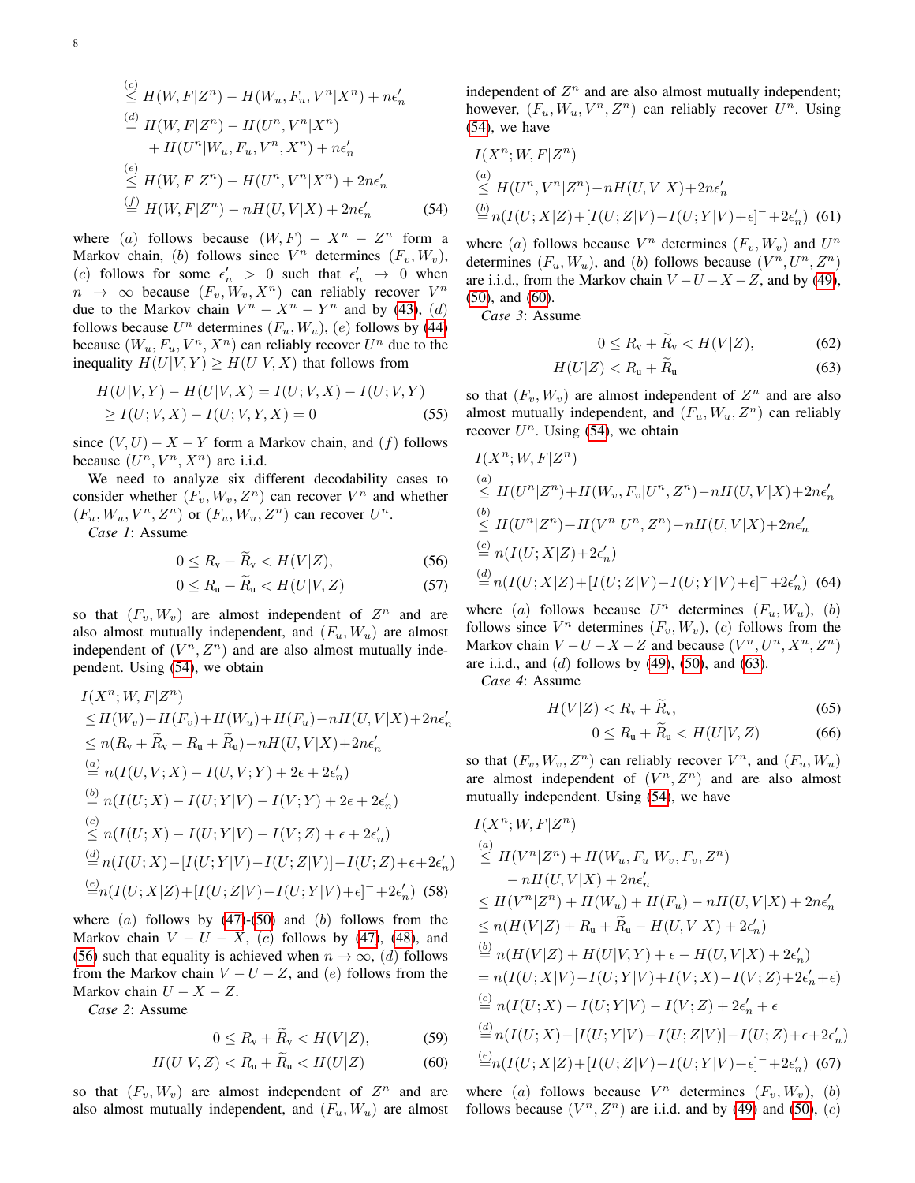$$
\begin{aligned}
&\overset{(c)}{\leq} H(W,F|Z^n) - H(W_u,F_u,V^n|X^n) + n\epsilon_n' \\
&\overset{(d)}{=} H(W,F|Z^n) - H(U^n,V^n|X^n) \\
&\qquad + H(U^n|W_u,F_u,V^n,X^n) + n\epsilon_n' \\
&\overset{(e)}{\leq} H(W,F|Z^n) - H(U^n,V^n|X^n) + 2n\epsilon_n' \\
&\overset{(f)}{=} H(W,F|Z^n) - nH(U,V|X) + 2n\epsilon_n' \qquad (54)
\end{aligned}
$$

where $(a)$ follows because $(W,F) - X^n - Z^n$ form a Markov chain, $(b)$ follows since $V^n$ determines $(F_v,W_v)$, $(c)$ follows for some $\epsilon_n' > 0$ such that $\epsilon_n' \to 0$ when $n \to \infty$ because $(F_v,W_v,X^n)$ can reliably recover $V^n$ due to the Markov chain $V^n - X^n - Y^n$ and by (43), $(d)$ follows because $U^n$ determines $(F_u,W_u)$, $(e)$ follows by (44) because $(W_u,F_u,V^n,X^n)$ can reliably recover $U^n$ due to the inequality $H(U|V,Y) \geq H(U|V,X)$ that follows from

$$
\begin{aligned}
H(U|V,Y) - H(U|V,X) &= I(U;V,X) - I(U;V,Y) \\
&\geq I(U;V,X) - I(U;V,Y,X) = 0 \qquad (55)
\end{aligned}
$$

since $(V,U) - X - Y$ form a Markov chain, and $(f)$ follows because $(U^n,V^n,X^n)$ are i.i.d.

We need to analyze six different decodability cases to consider whether $(F_v,W_v,Z^n)$ can recover $V^n$ and whether $(F_u,W_u,V^n,Z^n)$ or $(F_u,W_u,Z^n)$ can recover $U^n$.

*Case 1*: Assume

$$0 \leq R_{\rm v} + \widetilde{R}_{\rm v} < H(V|Z), \qquad (56)$$

$$0 \leq R_{\rm u} + \widetilde{R}_{\rm u} < H(U|V,Z) \qquad (57)$$

so that $(F_v,W_v)$ are almost independent of $Z^n$ and are also almost mutually independent, and $(F_u,W_u)$ are almost independent of $(V^n,Z^n)$ and are also almost mutually independent. Using (54), we obtain

$$
\begin{aligned}
&I(X^n;W,F|Z^n) \\
&\leq H(W_v)+H(F_v)+H(W_u)+H(F_u)-nH(U,V|X)+2n\epsilon_n' \\
&\leq n(R_{\rm v}+\widetilde{R}_{\rm v}+R_{\rm u}+\widetilde{R}_{\rm u})-nH(U,V|X)+2n\epsilon_n' \\
&\overset{(a)}{=} n(I(U,V;X) - I(U,V;Y) + 2\epsilon + 2\epsilon_n') \\
&\overset{(b)}{=} n(I(U;X) - I(U;Y|V) - I(V;Y) + 2\epsilon + 2\epsilon_n') \\
&\overset{(c)}{\leq} n(I(U;X) - I(U;Y|V) - I(V;Z) + \epsilon + 2\epsilon_n') \\
&\overset{(d)}{=} n(I(U;X)-[I(U;Y|V)-I(U;Z|V)]-I(U;Z)+\epsilon+2\epsilon_n') \\
&\overset{(e)}{=} n(I(U;X|Z)+[I(U;Z|V)-I(U;Y|V)+\epsilon]^- +2\epsilon_n') \quad (58)
\end{aligned}
$$

where $(a)$ follows by (47)-(50) and $(b)$ follows from the Markov chain $V-U-X$, $(c)$ follows by (47), (48), and (56) such that equality is achieved when $n \to \infty$, $(d)$ follows from the Markov chain $V-U-Z$, and $(e)$ follows from the Markov chain $U-X-Z$.

*Case 2*: Assume

$$0 \leq R_{\rm v} + \widetilde{R}_{\rm v} < H(V|Z), \qquad (59)$$

$$H(U|V,Z) < R_{\rm u} + \widetilde{R}_{\rm u} < H(U|Z) \qquad (60)$$

so that $(F_v,W_v)$ are almost independent of $Z^n$ and are also almost mutually independent, and $(F_u,W_u)$ are almost independent of $Z^n$ and are also almost mutually independent; however, $(F_u,W_u,V^n,Z^n)$ can reliably recover $U^n$. Using (54), we have

$$
\begin{aligned}
&I(X^n;W,F|Z^n) \\
&\overset{(a)}{\leq} H(U^n,V^n|Z^n)-nH(U,V|X)+2n\epsilon_n' \\
&\overset{(b)}{=} n(I(U;X|Z)+[I(U;Z|V)-I(U;Y|V)+\epsilon]^- +2\epsilon_n') \quad (61)
\end{aligned}
$$

where $(a)$ follows because $V^n$ determines $(F_v,W_v)$ and $U^n$ determines $(F_u,W_u)$, and $(b)$ follows because $(V^n,U^n,Z^n)$ are i.i.d., from the Markov chain $V-U-X-Z$, and by (49), (50), and (60).

*Case 3*: Assume

$$0 \leq R_{\rm v} + \widetilde{R}_{\rm v} < H(V|Z), \qquad (62)$$

$$H(U|Z) < R_{\rm u} + \widetilde{R}_{\rm u} \qquad (63)$$

so that $(F_v,W_v)$ are almost independent of $Z^n$ and are also almost mutually independent, and $(F_u,W_u,Z^n)$ can reliably recover $U^n$. Using (54), we obtain

$$
\begin{aligned}
&I(X^n;W,F|Z^n) \\
&\overset{(a)}{\leq} H(U^n|Z^n)+H(W_v,F_v|U^n,Z^n)-nH(U,V|X)+2n\epsilon_n' \\
&\overset{(b)}{\leq} H(U^n|Z^n)+H(V^n|U^n,Z^n)-nH(U,V|X)+2n\epsilon_n' \\
&\overset{(c)}{=} n(I(U;X|Z)+2\epsilon_n') \\
&\overset{(d)}{=} n(I(U;X|Z)+[I(U;Z|V)-I(U;Y|V)+\epsilon]^- +2\epsilon_n') \quad (64)
\end{aligned}
$$

where $(a)$ follows because $U^n$ determines $(F_u,W_u)$, $(b)$ follows since $V^n$ determines $(F_v,W_v)$, $(c)$ follows from the Markov chain $V-U-X-Z$ and because $(V^n,U^n,X^n,Z^n)$ are i.i.d., and $(d)$ follows by (49), (50), and (63).

*Case 4*: Assume

$$H(V|Z) < R_{\rm v} + \widetilde{R}_{\rm v}, \qquad (65)$$

$$0 \leq R_{\rm u} + \widetilde{R}_{\rm u} < H(U|V,Z) \qquad (66)$$

so that $(F_v,W_v,Z^n)$ can reliably recover $V^n$, and $(F_u,W_u)$ are almost independent of $(V^n,Z^n)$ and are also almost mutually independent. Using (54), we have

$$
\begin{aligned}
&I(X^n;W,F|Z^n) \\
&\overset{(a)}{\leq} H(V^n|Z^n) + H(W_u,F_u|W_v,F_v,Z^n) \\
&\qquad - nH(U,V|X) + 2n\epsilon_n' \\
&\leq H(V^n|Z^n) + H(W_u) + H(F_u) - nH(U,V|X) + 2n\epsilon_n' \\
&\leq n(H(V|Z) + R_{\rm u} + \widetilde{R}_{\rm u} - H(U,V|X) + 2\epsilon_n') \\
&\overset{(b)}{=} n(H(V|Z) + H(U|V,Y) + \epsilon - H(U,V|X) + 2\epsilon_n') \\
&= n(I(U;X|V)-I(U;Y|V)+I(V;X)-I(V;Z)+2\epsilon_n'+\epsilon) \\
&\overset{(c)}{=} n(I(U;X) - I(U;Y|V) - I(V;Z) + 2\epsilon_n' + \epsilon \\
&\overset{(d)}{=} n(I(U;X)-[I(U;Y|V)-I(U;Z|V)]-I(U;Z)+\epsilon+2\epsilon_n') \\
&\overset{(e)}{=} n(I(U;X|Z)+[I(U;Z|V)-I(U;Y|V)+\epsilon]^- +2\epsilon_n') \quad (67)
\end{aligned}
$$

where $(a)$ follows because $V^n$ determines $(F_v,W_v)$, $(b)$ follows because $(V^n,Z^n)$ are i.i.d. and by (49) and (50), $(c)$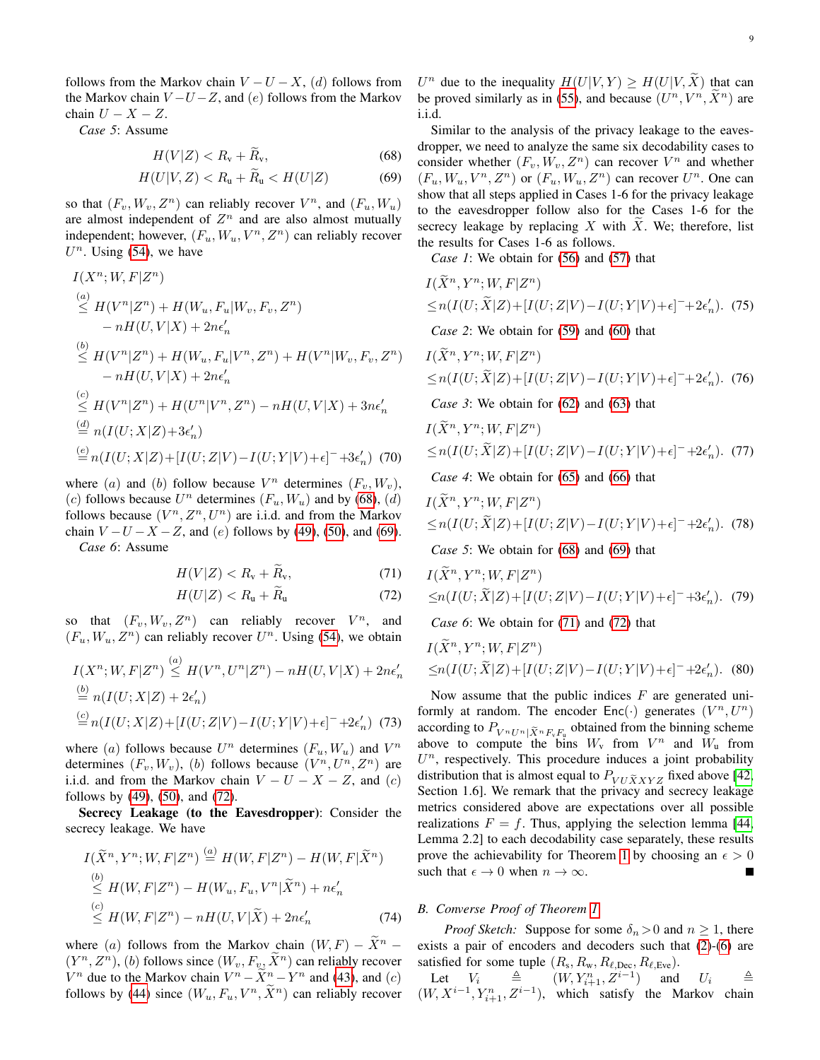follows from the Markov chain $V-U-X$, $(d)$ follows from the Markov chain $V-U-Z$, and $(e)$ follows from the Markov chain $U-X-Z$.

*Case 5*: Assume

$$H(V|Z) < R_{\rm v} + \widetilde{R}_{\rm v}, \tag{68}$$

$$H(U|V,Z) < R_{\rm u} + \widetilde{R}_{\rm u} < H(U|Z) \tag{69}$$

so that $(F_v, W_v, Z^n)$ can reliably recover $V^n$, and $(F_u, W_u)$ are almost independent of $Z^n$ and are also almost mutually independent; however, $(F_u, W_u, V^n, Z^n)$ can reliably recover $U^n$. Using (54), we have

$$\begin{aligned}
&I(X^n;W,F|Z^n)\\
&\overset{(a)}{\leq} H(V^n|Z^n) + H(W_u,F_u|W_v,F_v,Z^n)\\
&\qquad - nH(U,V|X) + 2n\epsilon_n'\\
&\overset{(b)}{\leq} H(V^n|Z^n) + H(W_u,F_u|V^n,Z^n) + H(V^n|W_v,F_v,Z^n)\\
&\qquad - nH(U,V|X) + 2n\epsilon_n'\\
&\overset{(c)}{\leq} H(V^n|Z^n) + H(U^n|V^n,Z^n) - nH(U,V|X) + 3n\epsilon_n'\\
&\overset{(d)}{=} n(I(U;X|Z)+3\epsilon_n')\\
&\overset{(e)}{=} n(I(U;X|Z)+[I(U;Z|V)-I(U;Y|V)+\epsilon]^- + 3\epsilon_n')
\end{aligned} \tag{70}$$

where $(a)$ and $(b)$ follow because $V^n$ determines $(F_v, W_v)$, $(c)$ follows because $U^n$ determines $(F_u, W_u)$ and by (68), $(d)$ follows because $(V^n, Z^n, U^n)$ are i.i.d. and from the Markov chain $V-U-X-Z$, and $(e)$ follows by (49), (50), and (69).

*Case 6*: Assume

$$H(V|Z) < R_{\rm v} + \widetilde{R}_{\rm v}, \tag{71}$$

$$H(U|Z) < R_{\rm u} + \widetilde{R}_{\rm u} \tag{72}$$

so that $(F_v, W_v, Z^n)$ can reliably recover $V^n$, and $(F_u, W_u, Z^n)$ can reliably recover $U^n$. Using (54), we obtain

$$\begin{aligned}
I(X^n;W,F|Z^n) &\overset{(a)}{\leq} H(V^n,U^n|Z^n) - nH(U,V|X) + 2n\epsilon_n'\\
&\overset{(b)}{=} n(I(U;X|Z) + 2\epsilon_n')\\
&\overset{(c)}{=} n(I(U;X|Z)+[I(U;Z|V)-I(U;Y|V)+\epsilon]^- + 2\epsilon_n')
\end{aligned} \tag{73}$$

where $(a)$ follows because $U^n$ determines $(F_u, W_u)$ and $V^n$ determines $(F_v, W_v)$, $(b)$ follows because $(V^n, U^n, Z^n)$ are i.i.d. and from the Markov chain $V-U-X-Z$, and $(c)$ follows by (49), (50), and (72).

**Secrecy Leakage (to the Eavesdropper)**: Consider the secrecy leakage. We have

$$\begin{aligned}
I(\widetilde{X}^n, Y^n; W, F|Z^n) &\overset{(a)}{=} H(W,F|Z^n) - H(W,F|\widetilde{X}^n)\\
&\overset{(b)}{\leq} H(W,F|Z^n) - H(W_u,F_u,V^n|\widetilde{X}^n) + n\epsilon_n'\\
&\overset{(c)}{\leq} H(W,F|Z^n) - nH(U,V|\widetilde{X}) + 2n\epsilon_n'
\end{aligned} \tag{74}$$

where $(a)$ follows from the Markov chain $(W,F)-\widetilde{X}^n-(Y^n,Z^n)$, $(b)$ follows since $(W_v, F_v, \widetilde{X}^n)$ can reliably recover $V^n$ due to the Markov chain $V^n-\widetilde{X}^n-Y^n$ and (43), and $(c)$ follows by (44) since $(W_u, F_u, V^n, \widetilde{X}^n)$ can reliably recover $U^n$ due to the inequality $H(U|V,Y) \geq H(U|V,\widetilde{X})$ that can be proved similarly as in (55), and because $(U^n, V^n, \widetilde{X}^n)$ are i.i.d.

Similar to the analysis of the privacy leakage to the eavesdropper, we need to analyze the same six decodability cases to consider whether $(F_v, W_v, Z^n)$ can recover $V^n$ and whether $(F_u, W_u, V^n, Z^n)$ or $(F_u, W_u, Z^n)$ can recover $U^n$. One can show that all steps applied in Cases 1-6 for the privacy leakage to the eavesdropper follow also for the Cases 1-6 for the secrecy leakage by replacing $X$ with $\widetilde{X}$. We; therefore, list the results for Cases 1-6 as follows.

*Case 1*: We obtain for (56) and (57) that

$$\begin{aligned}
&I(\widetilde{X}^n, Y^n; W, F|Z^n)\\
&\leq n(I(U;\widetilde{X}|Z)+[I(U;Z|V)-I(U;Y|V)+\epsilon]^- + 2\epsilon_n').
\end{aligned} \tag{75}$$

*Case 2*: We obtain for (59) and (60) that

$$\begin{aligned}
&I(\widetilde{X}^n, Y^n; W, F|Z^n)\\
&\leq n(I(U;\widetilde{X}|Z)+[I(U;Z|V)-I(U;Y|V)+\epsilon]^- + 2\epsilon_n').
\end{aligned} \tag{76}$$

*Case 3*: We obtain for (62) and (63) that

$$\begin{aligned}
&I(\widetilde{X}^n, Y^n; W, F|Z^n)\\
&\leq n(I(U;\widetilde{X}|Z)+[I(U;Z|V)-I(U;Y|V)+\epsilon]^- + 2\epsilon_n').
\end{aligned} \tag{77}$$

*Case 4*: We obtain for (65) and (66) that

$$\begin{aligned}
&I(\widetilde{X}^n, Y^n; W, F|Z^n)\\
&\leq n(I(U;\widetilde{X}|Z)+[I(U;Z|V)-I(U;Y|V)+\epsilon]^- + 2\epsilon_n').
\end{aligned} \tag{78}$$

*Case 5*: We obtain for (68) and (69) that

$$\begin{aligned}
&I(\widetilde{X}^n, Y^n; W, F|Z^n)\\
&\leq n(I(U;\widetilde{X}|Z)+[I(U;Z|V)-I(U;Y|V)+\epsilon]^- + 3\epsilon_n').
\end{aligned} \tag{79}$$

*Case 6*: We obtain for (71) and (72) that

$$\begin{aligned}
&I(\widetilde{X}^n, Y^n; W, F|Z^n)\\
&\leq n(I(U;\widetilde{X}|Z)+[I(U;Z|V)-I(U;Y|V)+\epsilon]^- + 2\epsilon_n').
\end{aligned} \tag{80}$$

Now assume that the public indices $F$ are generated uniformly at random. The encoder $\mathsf{Enc}(\cdot)$ generates $(V^n, U^n)$ according to $P_{V^nU^n|\widetilde{X}^nF_vF_u}$ obtained from the binning scheme above to compute the bins $W_v$ from $V^n$ and $W_u$ from $U^n$, respectively. This procedure induces a joint probability distribution that is almost equal to $P_{VU\widetilde{X}XYZ}$ fixed above [42, Section 1.6]. We remark that the privacy and secrecy leakage metrics considered above are expectations over all possible realizations $F=f$. Thus, applying the selection lemma [44, Lemma 2.2] to each decodability case separately, these results prove the achievability for Theorem 1 by choosing an $\epsilon>0$ such that $\epsilon \to 0$ when $n \to \infty$. ∎

### B. Converse Proof of Theorem 1

*Proof Sketch:* Suppose for some $\delta_n > 0$ and $n \geq 1$, there exists a pair of encoders and decoders such that (2)-(6) are satisfied for some tuple $(R_{\rm s}, R_{\rm w}, R_{\ell,\rm Dec}, R_{\ell,\rm Eve})$.

Let $V_i \triangleq (W, Y_{i+1}^n, Z^{i-1})$ and $U_i \triangleq (W, X^{i-1}, Y_{i+1}^n, Z^{i-1})$, which satisfy the Markov chain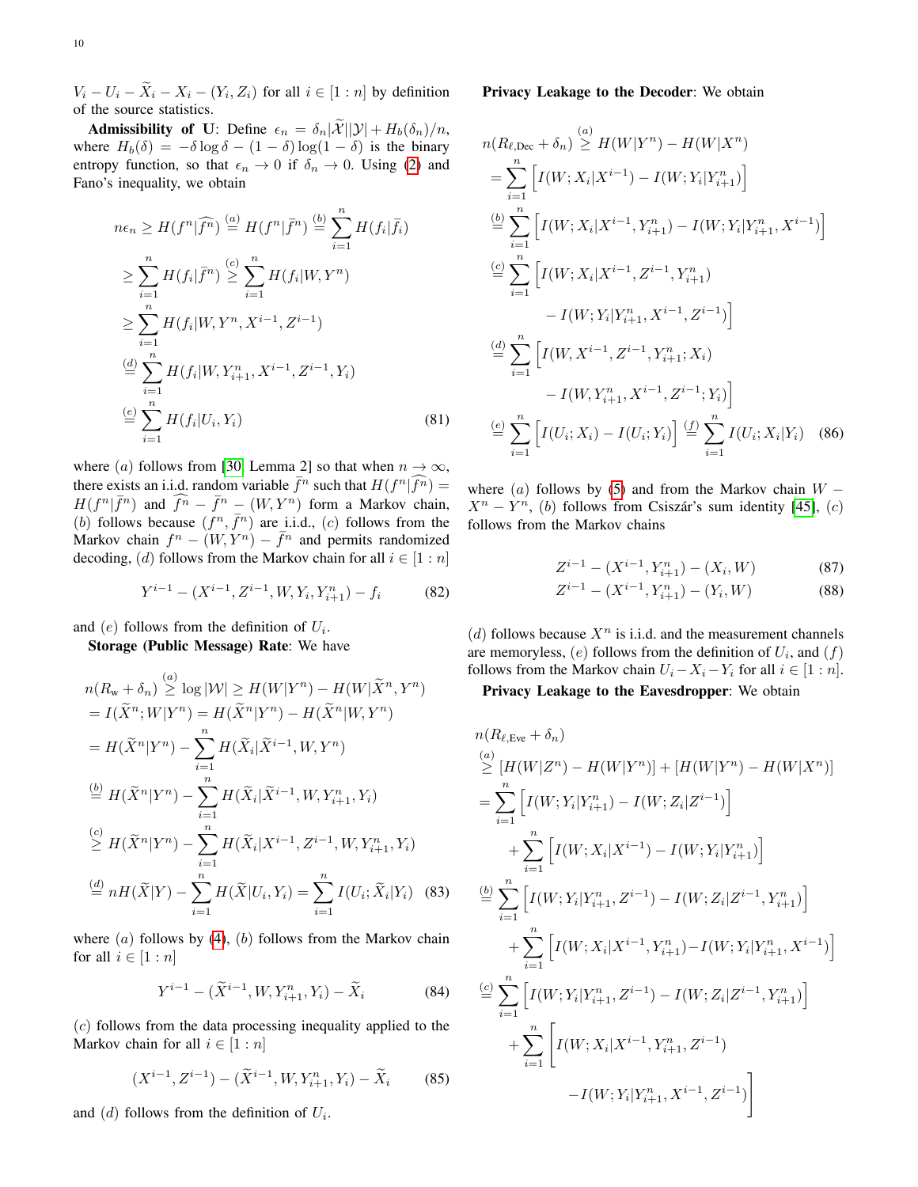$V_i - U_i - \widetilde{X}_i - X_i - (Y_i, Z_i)$ for all $i \in [1:n]$ by definition of the source statistics.

**Admissibility of U**: Define $\epsilon_n = \delta_n|\widetilde{\mathcal{X}}||\mathcal{Y}| + H_b(\delta_n)/n$, where $H_b(\delta) = -\delta\log\delta - (1-\delta)\log(1-\delta)$ is the binary entropy function, so that $\epsilon_n \to 0$ if $\delta_n \to 0$. Using (2) and Fano's inequality, we obtain

$$
\begin{aligned}
n\epsilon_n &\geq H(f^n|\widehat{f^n}) \overset{(a)}{=} H(f^n|\bar{f}^n) \overset{(b)}{=} \sum_{i=1}^n H(f_i|\bar{f}_i) \\
&\geq \sum_{i=1}^n H(f_i|\bar{f}^n) \overset{(c)}{\geq} \sum_{i=1}^n H(f_i|W, Y^n) \\
&\geq \sum_{i=1}^n H(f_i|W, Y^n, X^{i-1}, Z^{i-1}) \\
&\overset{(d)}{=} \sum_{i=1}^n H(f_i|W, Y_{i+1}^n, X^{i-1}, Z^{i-1}, Y_i) \\
&\overset{(e)}{=} \sum_{i=1}^n H(f_i|U_i, Y_i) \qquad (81)
\end{aligned}
$$

where $(a)$ follows from [30, Lemma 2] so that when $n \to \infty$, there exists an i.i.d. random variable $\bar{f}^n$ such that $H(f^n|\widehat{f^n}) = H(f^n|\bar{f}^n)$ and $\widehat{f^n} - \bar{f}^n - (W, Y^n)$ form a Markov chain, $(b)$ follows because $(f^n, \bar{f}^n)$ are i.i.d., $(c)$ follows from the Markov chain $f^n - (W, Y^n) - \bar{f}^n$ and permits randomized decoding, $(d)$ follows from the Markov chain for all $i \in [1:n]$

$$
Y^{i-1} - (X^{i-1}, Z^{i-1}, W, Y_i, Y_{i+1}^n) - f_i \qquad (82)
$$

and $(e)$ follows from the definition of $U_i$.

**Storage (Public Message) Rate**: We have

$$
\begin{aligned}
n(R_{\text{w}} + \delta_n) &\overset{(a)}{\geq} \log|\mathcal{W}| \geq H(W|Y^n) - H(W|\widetilde{X}^n, Y^n) \\
&= I(\widetilde{X}^n; W|Y^n) = H(\widetilde{X}^n|Y^n) - H(\widetilde{X}^n|W, Y^n) \\
&= H(\widetilde{X}^n|Y^n) - \sum_{i=1}^n H(\widetilde{X}_i|\widetilde{X}^{i-1}, W, Y^n) \\
&\overset{(b)}{=} H(\widetilde{X}^n|Y^n) - \sum_{i=1}^n H(\widetilde{X}_i|\widetilde{X}^{i-1}, W, Y_{i+1}^n, Y_i) \\
&\overset{(c)}{\geq} H(\widetilde{X}^n|Y^n) - \sum_{i=1}^n H(\widetilde{X}_i|X^{i-1}, Z^{i-1}, W, Y_{i+1}^n, Y_i) \\
&\overset{(d)}{=} nH(\widetilde{X}|Y) - \sum_{i=1}^n H(\widetilde{X}|U_i, Y_i) = \sum_{i=1}^n I(U_i; \widetilde{X}_i|Y_i) \quad (83)
\end{aligned}
$$

where $(a)$ follows by (4), $(b)$ follows from the Markov chain for all $i \in [1:n]$

$$
Y^{i-1} - (\widetilde{X}^{i-1}, W, Y_{i+1}^n, Y_i) - \widetilde{X}_i \qquad (84)
$$

$(c)$ follows from the data processing inequality applied to the Markov chain for all $i \in [1:n]$

$$
(X^{i-1}, Z^{i-1}) - (\widetilde{X}^{i-1}, W, Y_{i+1}^n, Y_i) - \widetilde{X}_i \qquad (85)
$$

and $(d)$ follows from the definition of $U_i$.

**Privacy Leakage to the Decoder**: We obtain

$$
\begin{aligned}
n(R_{\ell,\text{Dec}} + \delta_n) &\overset{(a)}{\geq} H(W|Y^n) - H(W|X^n) \\
&= \sum_{i=1}^n \Big[I(W; X_i|X^{i-1}) - I(W; Y_i|Y_{i+1}^n)\Big] \\
&\overset{(b)}{=} \sum_{i=1}^n \Big[I(W; X_i|X^{i-1}, Y_{i+1}^n) - I(W; Y_i|Y_{i+1}^n, X^{i-1})\Big] \\
&\overset{(c)}{=} \sum_{i=1}^n \Big[I(W; X_i|X^{i-1}, Z^{i-1}, Y_{i+1}^n) \\
&\qquad - I(W; Y_i|Y_{i+1}^n, X^{i-1}, Z^{i-1})\Big] \\
&\overset{(d)}{=} \sum_{i=1}^n \Big[I(W, X^{i-1}, Z^{i-1}, Y_{i+1}^n; X_i) \\
&\qquad - I(W, Y_{i+1}^n, X^{i-1}, Z^{i-1}; Y_i)\Big] \\
&\overset{(e)}{=} \sum_{i=1}^n \Big[I(U_i; X_i) - I(U_i; Y_i)\Big] \overset{(f)}{=} \sum_{i=1}^n I(U_i; X_i|Y_i) \quad (86)
\end{aligned}
$$

where $(a)$ follows by (5) and from the Markov chain $W - X^n - Y^n$, $(b)$ follows from Csiszár's sum identity [45], $(c)$ follows from the Markov chains

$$
Z^{i-1} - (X^{i-1}, Y_{i+1}^n) - (X_i, W) \qquad (87)
$$

$$
Z^{i-1} - (X^{i-1}, Y_{i+1}^n) - (Y_i, W) \qquad (88)
$$

$(d)$ follows because $X^n$ is i.i.d. and the measurement channels are memoryless, $(e)$ follows from the definition of $U_i$, and $(f)$ follows from the Markov chain $U_i - X_i - Y_i$ for all $i \in [1:n]$.

**Privacy Leakage to the Eavesdropper**: We obtain

$$
\begin{aligned}
&n(R_{\ell,\text{Eve}} + \delta_n) \\
&\overset{(a)}{\geq} [H(W|Z^n) - H(W|Y^n)] + [H(W|Y^n) - H(W|X^n)] \\
&= \sum_{i=1}^n \Big[I(W; Y_i|Y_{i+1}^n) - I(W; Z_i|Z^{i-1})\Big] \\
&\qquad + \sum_{i=1}^n \Big[I(W; X_i|X^{i-1}) - I(W; Y_i|Y_{i+1}^n)\Big] \\
&\overset{(b)}{=} \sum_{i=1}^n \Big[I(W; Y_i|Y_{i+1}^n, Z^{i-1}) - I(W; Z_i|Z^{i-1}, Y_{i+1}^n)\Big] \\
&\qquad + \sum_{i=1}^n \Big[I(W; X_i|X^{i-1}, Y_{i+1}^n) - I(W; Y_i|Y_{i+1}^n, X^{i-1})\Big] \\
&\overset{(c)}{=} \sum_{i=1}^n \Big[I(W; Y_i|Y_{i+1}^n, Z^{i-1}) - I(W; Z_i|Z^{i-1}, Y_{i+1}^n)\Big] \\
&\qquad + \sum_{i=1}^n \Big[I(W; X_i|X^{i-1}, Y_{i+1}^n, Z^{i-1}) \\
&\qquad\qquad - I(W; Y_i|Y_{i+1}^n, X^{i-1}, Z^{i-1})\Big]
\end{aligned}
$$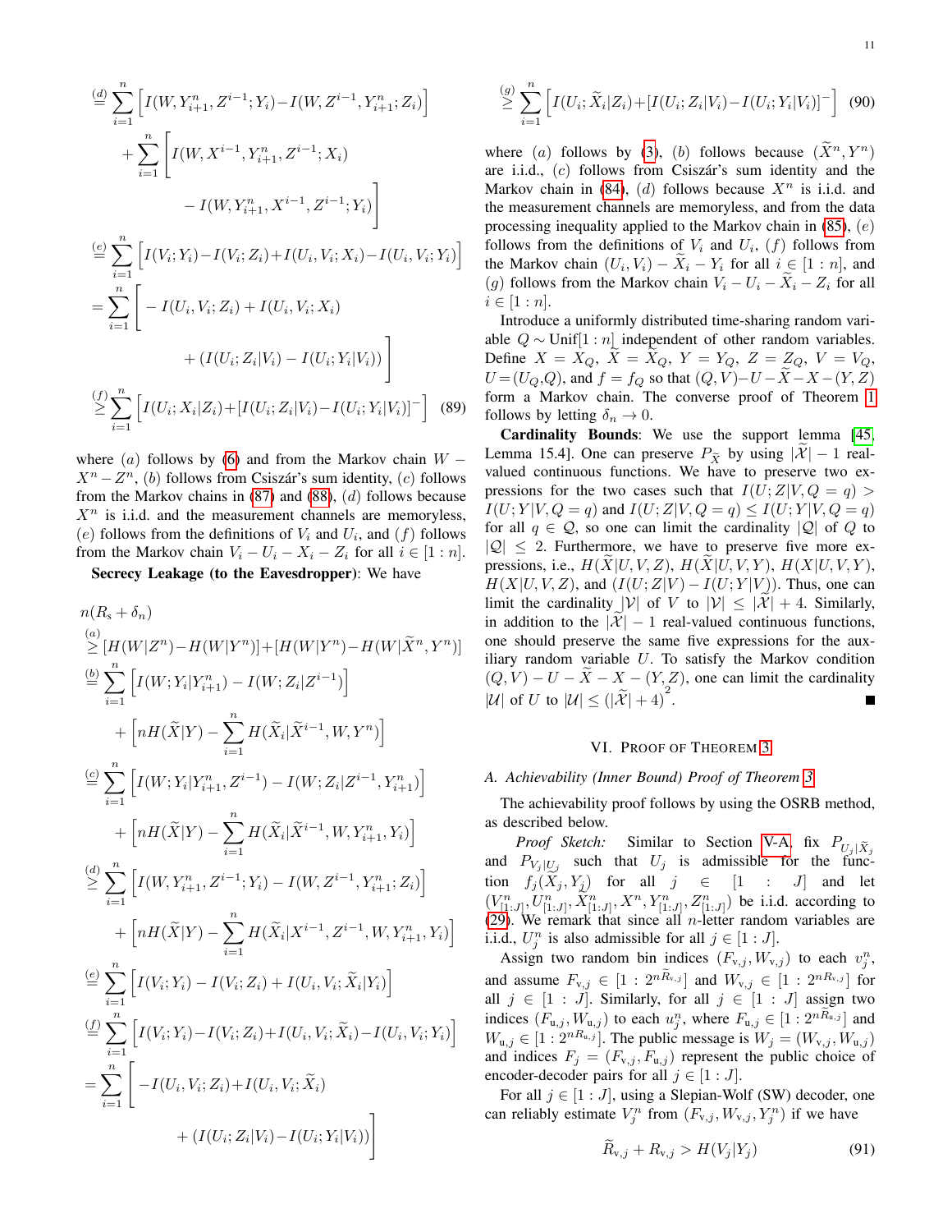$$\overset{(d)}{=}\sum_{i=1}^{n}\Big[I(W,Y_{i+1}^{n},Z^{i-1};Y_i)-I(W,Z^{i-1},Y_{i+1}^{n};Z_i)\Big]$$
$$+\sum_{i=1}^{n}\Big[I(W,X^{i-1},Y_{i+1}^{n},Z^{i-1};X_i)$$
$$-I(W,Y_{i+1}^{n},X^{i-1},Z^{i-1};Y_i)\Big]$$
$$\overset{(e)}{=}\sum_{i=1}^{n}\Big[I(V_i;Y_i)-I(V_i;Z_i)+I(U_i,V_i;X_i)-I(U_i,V_i;Y_i)\Big]$$
$$=\sum_{i=1}^{n}\Big[-I(U_i,V_i;Z_i)+I(U_i,V_i;X_i)$$
$$+(I(U_i;Z_i|V_i)-I(U_i;Y_i|V_i))\Big]$$
$$\overset{(f)}{\geq}\sum_{i=1}^{n}\Big[I(U_i;X_i|Z_i)+[I(U_i;Z_i|V_i)-I(U_i;Y_i|V_i)]^{-}\Big] \quad (89)$$

where $(a)$ follows by (6) and from the Markov chain $W-X^n-Z^n$, $(b)$ follows from Csiszár's sum identity, $(c)$ follows from the Markov chains in (87) and (88), $(d)$ follows because $X^n$ is i.i.d. and the measurement channels are memoryless, $(e)$ follows from the definitions of $V_i$ and $U_i$, and $(f)$ follows from the Markov chain $V_i-U_i-X_i-Z_i$ for all $i\in[1:n]$.

**Secrecy Leakage (to the Eavesdropper)**: We have

$$n(R_{\mathrm{s}}+\delta_n)$$
$$\overset{(a)}{\geq}[H(W|Z^n)-H(W|Y^n)]+[H(W|Y^n)-H(W|\widetilde{X}^n,Y^n)]$$
$$\overset{(b)}{=}\sum_{i=1}^{n}\Big[I(W;Y_i|Y_{i+1}^{n})-I(W;Z_i|Z^{i-1})\Big]$$
$$+\Big[nH(\widetilde{X}|Y)-\sum_{i=1}^{n}H(\widetilde{X}_i|\widetilde{X}^{i-1},W,Y^n)\Big]$$
$$\overset{(c)}{=}\sum_{i=1}^{n}\Big[I(W;Y_i|Y_{i+1}^{n},Z^{i-1})-I(W;Z_i|Z^{i-1},Y_{i+1}^{n})\Big]$$
$$+\Big[nH(\widetilde{X}|Y)-\sum_{i=1}^{n}H(\widetilde{X}_i|\widetilde{X}^{i-1},W,Y_{i+1}^{n},Y_i)\Big]$$
$$\overset{(d)}{\geq}\sum_{i=1}^{n}\Big[I(W,Y_{i+1}^{n},Z^{i-1};Y_i)-I(W,Z^{i-1},Y_{i+1}^{n};Z_i)\Big]$$
$$+\Big[nH(\widetilde{X}|Y)-\sum_{i=1}^{n}H(\widetilde{X}_i|X^{i-1},Z^{i-1},W,Y_{i+1}^{n},Y_i)\Big]$$
$$\overset{(e)}{=}\sum_{i=1}^{n}\Big[I(V_i;Y_i)-I(V_i;Z_i)+I(U_i,V_i;\widetilde{X}_i|Y_i)\Big]$$
$$\overset{(f)}{=}\sum_{i=1}^{n}\Big[I(V_i;Y_i)-I(V_i;Z_i)+I(U_i,V_i;\widetilde{X}_i)-I(U_i,V_i;Y_i)\Big]$$
$$=\sum_{i=1}^{n}\Big[-I(U_i,V_i;Z_i)+I(U_i,V_i;\widetilde{X}_i)$$
$$+(I(U_i;Z_i|V_i)-I(U_i;Y_i|V_i))\Big]$$
$$\overset{(g)}{\geq}\sum_{i=1}^{n}\Big[I(U_i;\widetilde{X}_i|Z_i)+[I(U_i;Z_i|V_i)-I(U_i;Y_i|V_i)]^{-}\Big] \quad (90)$$

where $(a)$ follows by (3), $(b)$ follows because $(\widetilde{X}^n,Y^n)$ are i.i.d., $(c)$ follows from Csiszár's sum identity and the Markov chain in (84), $(d)$ follows because $X^n$ is i.i.d. and the measurement channels are memoryless, and from the data processing inequality applied to the Markov chain in (85), $(e)$ follows from the definitions of $V_i$ and $U_i$, $(f)$ follows from the Markov chain $(U_i,V_i)-\widetilde{X}_i-Y_i$ for all $i\in[1:n]$, and $(g)$ follows from the Markov chain $V_i-U_i-\widetilde{X}_i-Z_i$ for all $i\in[1:n]$.

Introduce a uniformly distributed time-sharing random variable $Q\sim\text{Unif}[1:n]$ independent of other random variables. Define $X=X_Q$, $\widetilde{X}=\widetilde{X}_Q$, $Y=Y_Q$, $Z=Z_Q$, $V=V_Q$, $U=(U_Q,Q)$, and $f=f_Q$ so that $(Q,V)-U-\widetilde{X}-X-(Y,Z)$ form a Markov chain. The converse proof of Theorem 1 follows by letting $\delta_n\to 0$.

**Cardinality Bounds**: We use the support lemma [45, Lemma 15.4]. One can preserve $P_{\widetilde{X}}$ by using $|\widetilde{\mathcal{X}}|-1$ real-valued continuous functions. We have to preserve two expressions for the two cases such that $I(U;Z|V,Q=q)>I(U;Y|V,Q=q)$ and $I(U;Z|V,Q=q)\leq I(U;Y|V,Q=q)$ for all $q\in\mathcal{Q}$, so one can limit the cardinality $|\mathcal{Q}|$ of $Q$ to $|\mathcal{Q}|\leq 2$. Furthermore, we have to preserve five more expressions, i.e., $H(\widetilde{X}|U,V,Z)$, $H(\widetilde{X}|U,V,Y)$, $H(X|U,V,Y)$, $H(X|U,V,Z)$, and $(I(U;Z|V)-I(U;Y|V))$. Thus, one can limit the cardinality $|\mathcal{V}|$ of $V$ to $|\mathcal{V}|\leq|\widetilde{\mathcal{X}}|+4$. Similarly, in addition to the $|\widetilde{\mathcal{X}}|-1$ real-valued continuous functions, one should preserve the same five expressions for the auxiliary random variable $U$. To satisfy the Markov condition $(Q,V)-U-\widetilde{X}-X-(Y,Z)$, one can limit the cardinality $|\mathcal{U}|$ of $U$ to $|\mathcal{U}|\leq(|\widetilde{\mathcal{X}}|+4)^2$. ■

## VI. Proof of Theorem 3

### A. Achievability (Inner Bound) Proof of Theorem 3

The achievability proof follows by using the OSRB method, as described below.

*Proof Sketch:* Similar to Section V-A, fix $P_{U_j|\widetilde{X}_j}$ and $P_{V_j|U_j}$ such that $U_j$ is admissible for the function $f_j(\widetilde{X}_j,Y_j)$ for all $j\in[1:J]$ and let $(V_{[1:J]}^n,U_{[1:J]}^n,\widetilde{X}_{[1:J]}^n,X^n,Y_{[1:J]}^n,Z_{[1:J]}^n)$ be i.i.d. according to (29). We remark that since all $n$-letter random variables are i.i.d., $U_j^n$ is also admissible for all $j\in[1:J]$.

Assign two random bin indices $(F_{\mathrm{v},j},W_{\mathrm{v},j})$ to each $v_j^n$, and assume $F_{\mathrm{v},j}\in[1:2^{n\widetilde{R}_{\mathrm{v},j}}]$ and $W_{\mathrm{v},j}\in[1:2^{nR_{\mathrm{v},j}}]$ for all $j\in[1:J]$. Similarly, for all $j\in[1:J]$ assign two indices $(F_{\mathrm{u},j},W_{\mathrm{u},j})$ to each $u_j^n$, where $F_{\mathrm{u},j}\in[1:2^{n\widetilde{R}_{\mathrm{u},j}}]$ and $W_{\mathrm{u},j}\in[1:2^{nR_{\mathrm{u},j}}]$. The public message is $W_j=(W_{\mathrm{v},j},W_{\mathrm{u},j})$ and indices $F_j=(F_{\mathrm{v},j},F_{\mathrm{u},j})$ represent the public choice of encoder-decoder pairs for all $j\in[1:J]$.

For all $j\in[1:J]$, using a Slepian-Wolf (SW) decoder, one can reliably estimate $V_j^n$ from $(F_{\mathrm{v},j},W_{\mathrm{v},j},Y_j^n)$ if we have

$$\widetilde{R}_{\mathrm{v},j}+R_{\mathrm{v},j}>H(V_j|Y_j) \quad (91)$$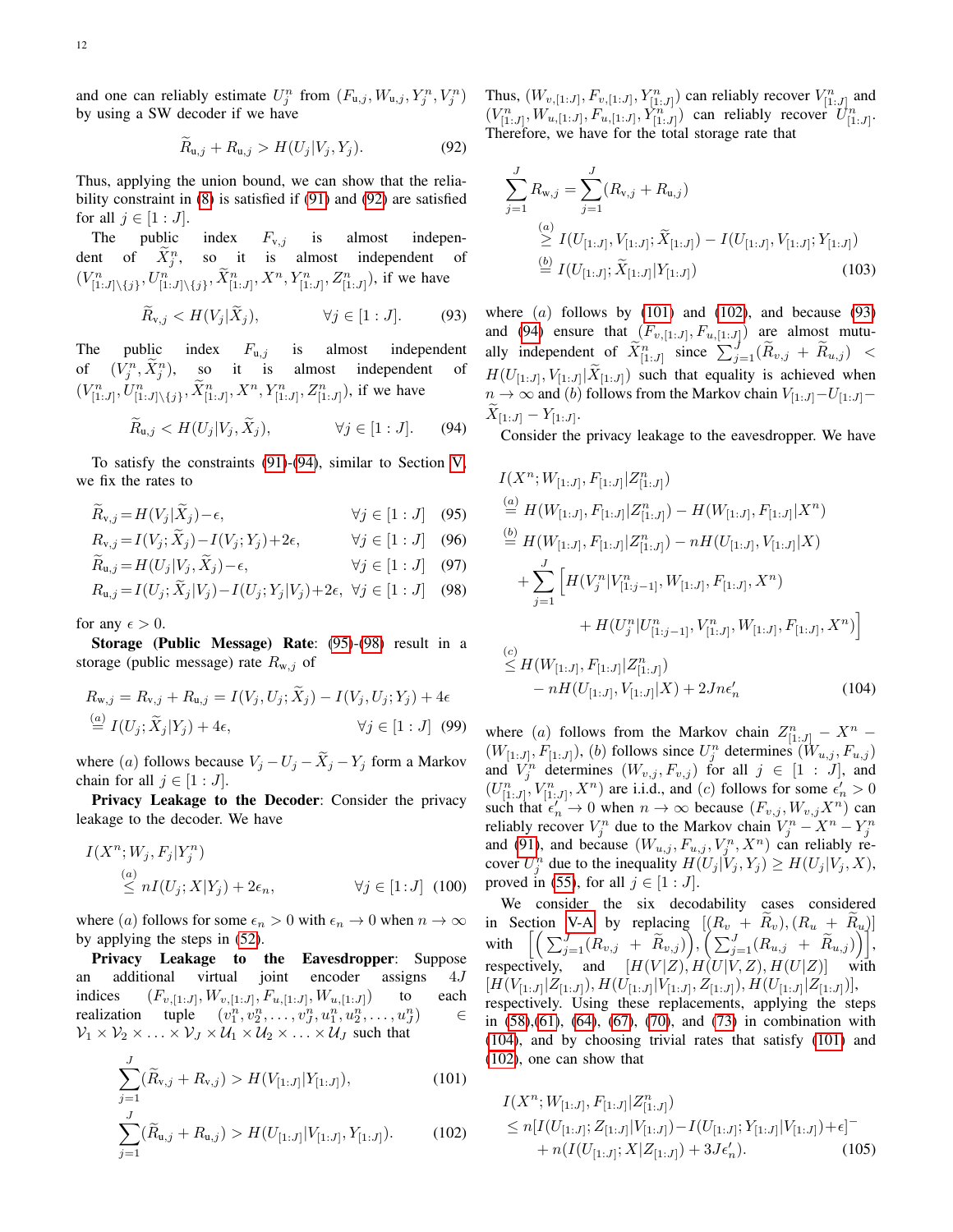and one can reliably estimate $U_j^n$ from $(F_{\mathrm{u},j}, W_{\mathrm{u},j}, Y_j^n, V_j^n)$ by using a SW decoder if we have

$$\widetilde{R}_{\mathrm{u},j} + R_{\mathrm{u},j} > H(U_j|V_j, Y_j). \tag{92}$$

Thus, applying the union bound, we can show that the reliability constraint in (8) is satisfied if (91) and (92) are satisfied for all $j \in [1:J]$.

The public index $F_{\mathrm{v},j}$ is almost independent of $\widetilde{X}_j^n$, so it is almost independent of $(V^n_{[1:J]\setminus\{j\}}, U^n_{[1:J]\setminus\{j\}}, \widetilde{X}^n_{[1:J]}, X^n, Y^n_{[1:J]}, Z^n_{[1:J]})$, if we have

$$\widetilde{R}_{\mathrm{v},j} < H(V_j|\widetilde{X}_j), \qquad \forall j \in [1:J]. \tag{93}$$

The public index $F_{\mathrm{u},j}$ is almost independent of $(V_j^n, \widetilde{X}_j^n)$, so it is almost independent of $(V^n_{[1:J]}, U^n_{[1:J]\setminus\{j\}}, \widetilde{X}^n_{[1:J]}, X^n, Y^n_{[1:J]}, Z^n_{[1:J]})$, if we have

$$\widetilde{R}_{\mathrm{u},j} < H(U_j|V_j, \widetilde{X}_j), \qquad \forall j \in [1:J]. \tag{94}$$

To satisfy the constraints (91)-(94), similar to Section V, we fix the rates to

$$\widetilde{R}_{\mathrm{v},j} = H(V_j|\widetilde{X}_j) - \epsilon, \qquad \forall j \in [1:J] \tag{95}$$

$$R_{\mathrm{v},j} = I(V_j;\widetilde{X}_j) - I(V_j;Y_j) + 2\epsilon, \qquad \forall j \in [1:J] \tag{96}$$

$$\widetilde{R}_{\mathrm{u},j} = H(U_j|V_j, \widetilde{X}_j) - \epsilon, \qquad \forall j \in [1:J] \tag{97}$$

$$R_{\mathrm{u},j} = I(U_j;\widetilde{X}_j|V_j) - I(U_j;Y_j|V_j) + 2\epsilon, \ \ \forall j \in [1:J] \tag{98}$$

for any $\epsilon > 0$.

**Storage (Public Message) Rate**: (95)-(98) result in a storage (public message) rate $R_{\mathrm{w},j}$ of

$$\begin{aligned} R_{\mathrm{w},j} &= R_{\mathrm{v},j} + R_{\mathrm{u},j} = I(V_j, U_j;\widetilde{X}_j) - I(V_j, U_j; Y_j) + 4\epsilon \\ &\overset{(a)}{=} I(U_j;\widetilde{X}_j|Y_j) + 4\epsilon, \qquad\qquad \forall j \in [1:J] \end{aligned} \tag{99}$$

where $(a)$ follows because $V_j - U_j - \widetilde{X}_j - Y_j$ form a Markov chain for all $j \in [1:J]$.

**Privacy Leakage to the Decoder**: Consider the privacy leakage to the decoder. We have

$$I(X^n; W_j, F_j|Y_j^n) \overset{(a)}{\leq} nI(U_j;X|Y_j) + 2\epsilon_n, \qquad \forall j \in [1:J] \tag{100}$$

where $(a)$ follows for some $\epsilon_n > 0$ with $\epsilon_n \to 0$ when $n \to \infty$ by applying the steps in (52).

**Privacy Leakage to the Eavesdropper**: Suppose an additional virtual joint encoder assigns $4J$ indices $(F_{v,[1:J]}, W_{v,[1:J]}, F_{u,[1:J]}, W_{u,[1:J]})$ to each realization tuple $(v_1^n, v_2^n, \ldots, v_J^n, u_1^n, u_2^n, \ldots, u_J^n) \in \mathcal{V}_1 \times \mathcal{V}_2 \times \ldots \times \mathcal{V}_J \times \mathcal{U}_1 \times \mathcal{U}_2 \times \ldots \times \mathcal{U}_J$ such that

$$\sum_{j=1}^{J} (\widetilde{R}_{\mathrm{v},j} + R_{\mathrm{v},j}) > H(V_{[1:J]}|Y_{[1:J]}), \tag{101}$$

$$\sum_{j=1}^{J} (\widetilde{R}_{\mathrm{u},j} + R_{\mathrm{u},j}) > H(U_{[1:J]}|V_{[1:J]}, Y_{[1:J]}). \tag{102}$$

Thus, $(W_{v,[1:J]}, F_{v,[1:J]}, Y^n_{[1:J]})$ can reliably recover $V^n_{[1:J]}$ and $(V^n_{[1:J]}, W_{u,[1:J]}, F_{u,[1:J]}, Y^n_{[1:J]})$ can reliably recover $U^n_{[1:J]}$. Therefore, we have for the total storage rate that

$$\begin{aligned} \sum_{j=1}^{J} R_{\mathrm{w},j} &= \sum_{j=1}^{J} (R_{\mathrm{v},j} + R_{\mathrm{u},j}) \\ &\overset{(a)}{\geq} I(U_{[1:J]}, V_{[1:J]};\widetilde{X}_{[1:J]}) - I(U_{[1:J]}, V_{[1:J]}; Y_{[1:J]}) \\ &\overset{(b)}{=} I(U_{[1:J]};\widetilde{X}_{[1:J]}|Y_{[1:J]}) \end{aligned} \tag{103}$$

where $(a)$ follows by (101) and (102), and because (93) and (94) ensure that $(F_{v,[1:J]}, F_{u,[1:J]})$ are almost mutually independent of $\widetilde{X}^n_{[1:J]}$ since $\sum_{j=1}^{J}(\widetilde{R}_{v,j} + \widetilde{R}_{u,j}) < H(U_{[1:J]}, V_{[1:J]}|\widetilde{X}_{[1:J]})$ such that equality is achieved when $n \to \infty$ and $(b)$ follows from the Markov chain $V_{[1:J]} - U_{[1:J]} - \widetilde{X}_{[1:J]} - Y_{[1:J]}$.

Consider the privacy leakage to the eavesdropper. We have

$$\begin{aligned} &I(X^n; W_{[1:J]}, F_{[1:J]}|Z^n_{[1:J]}) \\ &\overset{(a)}{=} H(W_{[1:J]}, F_{[1:J]}|Z^n_{[1:J]}) - H(W_{[1:J]}, F_{[1:J]}|X^n) \\ &\overset{(b)}{=} H(W_{[1:J]}, F_{[1:J]}|Z^n_{[1:J]}) - nH(U_{[1:J]}, V_{[1:J]}|X) \\ &\quad + \sum_{j=1}^{J} \Big[ H(V_j^n|V^n_{[1:j-1]}, W_{[1:J]}, F_{[1:J]}, X^n) \\ &\qquad\qquad + H(U_j^n|U^n_{[1:j-1]}, V^n_{[1:J]}, W_{[1:J]}, F_{[1:J]}, X^n) \Big] \\ &\overset{(c)}{\leq} H(W_{[1:J]}, F_{[1:J]}|Z^n_{[1:J]}) \\ &\quad - nH(U_{[1:J]}, V_{[1:J]}|X) + 2Jn\epsilon'_n \end{aligned} \tag{104}$$

where $(a)$ follows from the Markov chain $Z^n_{[1:J]} - X^n - (W_{[1:J]}, F_{[1:J]})$, $(b)$ follows since $U_j^n$ determines $(W_{u,j}, F_{u,j})$ and $V_j^n$ determines $(W_{v,j}, F_{v,j})$ for all $j \in [1:J]$, and $(U^n_{[1:J]}, V^n_{[1:J]}, X^n)$ are i.i.d., and $(c)$ follows for some $\epsilon'_n > 0$ such that $\epsilon'_n \to 0$ when $n \to \infty$ because $(F_{v,j}, W_{v,j}X^n)$ can reliably recover $V_j^n$ due to the Markov chain $V_j^n - X^n - Y_j^n$ and (91), and because $(W_{u,j}, F_{u,j}, V_j^n, X^n)$ can reliably recover $U_j^n$ due to the inequality $H(U_j|V_j, Y_j) \geq H(U_j|V_j, X)$, proved in (55), for all $j \in [1:J]$.

We consider the six decodability cases considered in Section V-A by replacing $[(R_v + \widetilde{R}_v), (R_u + \widetilde{R}_u)]$ with $\Big[\Big(\sum_{j=1}^{J}(R_{v,j} + \widetilde{R}_{v,j})\Big), \Big(\sum_{j=1}^{J}(R_{u,j} + \widetilde{R}_{u,j})\Big)\Big]$, respectively, and $[H(V|Z), H(U|V,Z), H(U|Z)]$ with $[H(V_{[1:J]}|Z_{[1:J]}), H(U_{[1:J]}|V_{[1:J]}, Z_{[1:J]}), H(U_{[1:J]}|Z_{[1:J]})]$, respectively. Using these replacements, applying the steps in (58),(61), (64), (67), (70), and (73) in combination with (104), and by choosing trivial rates that satisfy (101) and (102), one can show that

$$\begin{aligned} &I(X^n; W_{[1:J]}, F_{[1:J]}|Z^n_{[1:J]}) \\ &\leq n[I(U_{[1:J]}; Z_{[1:J]}|V_{[1:J]}) - I(U_{[1:J]}; Y_{[1:J]}|V_{[1:J]}) + \epsilon]^- \\ &\quad + n(I(U_{[1:J]}; X|Z_{[1:J]}) + 3J\epsilon'_n). \end{aligned} \tag{105}$$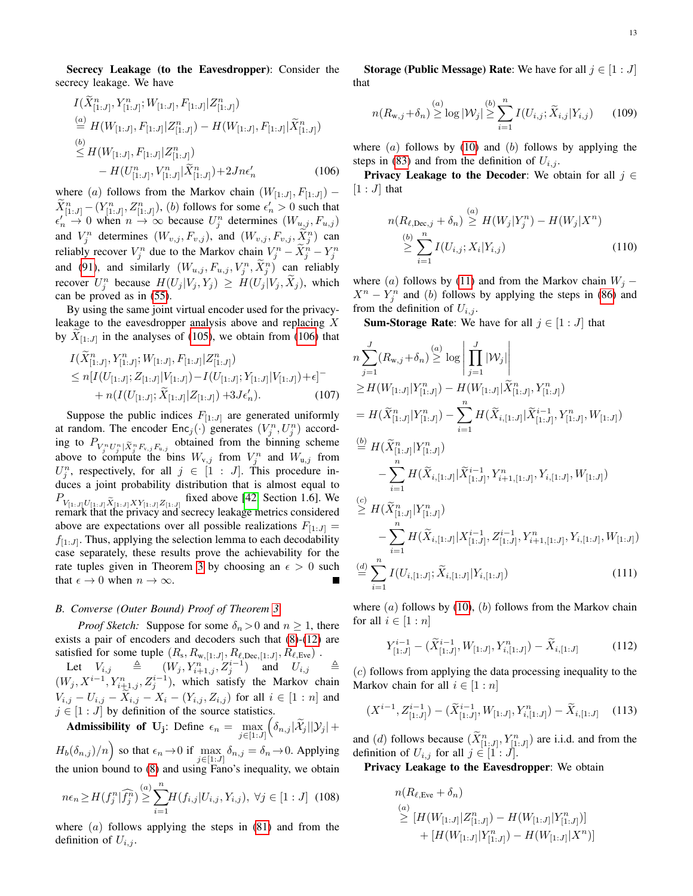**Secrecy Leakage (to the Eavesdropper)**: Consider the secrecy leakage. We have

$$
\begin{aligned}
&I(\widetilde{X}^n_{[1:J]}, Y^n_{[1:J]}; W_{[1:J]}, F_{[1:J]}|Z^n_{[1:J]})\\
&\overset{(a)}{=} H(W_{[1:J]}, F_{[1:J]}|Z^n_{[1:J]}) - H(W_{[1:J]}, F_{[1:J]}|\widetilde{X}^n_{[1:J]})\\
&\overset{(b)}{\leq} H(W_{[1:J]}, F_{[1:J]}|Z^n_{[1:J]})\\
&\qquad - H(U^n_{[1:J]}, V^n_{[1:J]}|\widetilde{X}^n_{[1:J]}) + 2Jn\epsilon'_n
\end{aligned}\tag{106}
$$

where $(a)$ follows from the Markov chain $(W_{[1:J]}, F_{[1:J]}) - \widetilde{X}^n_{[1:J]} - (Y^n_{[1:J]}, Z^n_{[1:J]})$, $(b)$ follows for some $\epsilon'_n > 0$ such that $\epsilon'_n \to 0$ when $n \to \infty$ because $U^n_j$ determines $(W_{u,j}, F_{u,j})$ and $V^n_j$ determines $(W_{v,j}, F_{v,j})$, and $(W_{v,j}, F_{v,j}, \widetilde{X}^n_j)$ can reliably recover $V^n_j$ due to the Markov chain $V^n_j - \widetilde{X}^n_j - Y^n_j$ and (91), and similarly $(W_{u,j}, F_{u,j}, V^n_j, \widetilde{X}^n_j)$ can reliably recover $U^n_j$ because $H(U_j|V_j, Y_j) \geq H(U_j|V_j, \widetilde{X}_j)$, which can be proved as in (55).

By using the same joint virtual encoder used for the privacy-leakage to the eavesdropper analysis above and replacing $X$ by $\widetilde{X}_{[1:J]}$ in the analyses of (105), we obtain from (106) that

$$
\begin{aligned}
&I(\widetilde{X}^n_{[1:J]}, Y^n_{[1:J]}; W_{[1:J]}, F_{[1:J]}|Z^n_{[1:J]})\\
&\leq n[I(U_{[1:J]}; Z_{[1:J]}|V_{[1:J]}) - I(U_{[1:J]}; Y_{[1:J]}|V_{[1:J]}) + \epsilon]^-\\
&\qquad + n(I(U_{[1:J]}; \widetilde{X}_{[1:J]}|Z_{[1:J]}) + 3J\epsilon'_n).
\end{aligned}\tag{107}
$$

Suppose the public indices $F_{[1:J]}$ are generated uniformly at random. The encoder $\mathsf{Enc}_j(\cdot)$ generates $(V^n_j, U^n_j)$ according to $P_{V^n_j U^n_j|\widetilde{X}^n_j F_{v,j} F_{u,j}}$ obtained from the binning scheme above to compute the bins $W_{v,j}$ from $V^n_j$ and $W_{u,j}$ from $U^n_j$, respectively, for all $j \in [1:J]$. This procedure induces a joint probability distribution that is almost equal to $P_{V_{[1:J]}U_{[1:J]}\widetilde{X}_{[1:J]}XY_{[1:J]}Z_{[1:J]}}$ fixed above [42, Section 1.6]. We remark that the privacy and secrecy leakage metrics considered above are expectations over all possible realizations $F_{[1:J]} = f_{[1:J]}$. Thus, applying the selection lemma to each decodability case separately, these results prove the achievability for the rate tuples given in Theorem 3 by choosing an $\epsilon > 0$ such that $\epsilon \to 0$ when $n \to \infty$. ■

### B. Converse (Outer Bound) Proof of Theorem 3

*Proof Sketch:* Suppose for some $\delta_n > 0$ and $n \geq 1$, there exists a pair of encoders and decoders such that (8)-(12) are satisfied for some tuple $(R_s, R_{w,[1:J]}, R_{\ell,\text{Dec},[1:J]}, R_{\ell,\text{Eve}})$.

Let $V_{i,j} \triangleq (W_j, Y^n_{i+1,j}, Z^{i-1}_j)$ and $U_{i,j} \triangleq (W_j, X^{i-1}, Y^n_{i+1,j}, Z^{i-1}_j)$, which satisfy the Markov chain $V_{i,j} - U_{i,j} - \widetilde{X}_{i,j} - X_i - (Y_{i,j}, Z_{i,j})$ for all $i \in [1:n]$ and $j \in [1:J]$ by definition of the source statistics.

**Admissibility of $\mathbf{U_j}$**: Define $\epsilon_n = \max_{j\in[1:J]}\Big(\delta_{n,j}|\widetilde{\mathcal{X}}_j||\mathcal{Y}_j| + H_b(\delta_{n,j})/n\Big)$ so that $\epsilon_n \to 0$ if $\max_{j\in[1:J]} \delta_{n,j} = \delta_n \to 0$. Applying the union bound to (8) and using Fano's inequality, we obtain

$$
n\epsilon_n \geq H(f^n_j|\widehat{f^n_j}) \overset{(a)}{\geq} \sum_{i=1}^n H(f_{i,j}|U_{i,j}, Y_{i,j}),\ \forall j \in [1:J] \tag{108}
$$

where $(a)$ follows applying the steps in (81) and from the definition of $U_{i,j}$.

**Storage (Public Message) Rate**: We have for all $j \in [1:J]$ that

$$
n(R_{w,j} + \delta_n) \overset{(a)}{\geq} \log|\mathcal{W}_j| \overset{(b)}{\geq} \sum_{i=1}^n I(U_{i,j}; \widetilde{X}_{i,j}|Y_{i,j}) \tag{109}
$$

where $(a)$ follows by (10) and $(b)$ follows by applying the steps in (83) and from the definition of $U_{i,j}$.

**Privacy Leakage to the Decoder**: We obtain for all $j \in [1:J]$ that

$$
\begin{aligned}
n(R_{\ell,\text{Dec},j} + \delta_n) &\overset{(a)}{\geq} H(W_j|Y^n_j) - H(W_j|X^n)\\
&\overset{(b)}{\geq} \sum_{i=1}^n I(U_{i,j}; X_i|Y_{i,j})
\end{aligned}\tag{110}
$$

where $(a)$ follows by (11) and from the Markov chain $W_j - X^n - Y^n_j$ and $(b)$ follows by applying the steps in (86) and from the definition of $U_{i,j}$.

**Sum-Storage Rate**: We have for all $j \in [1:J]$ that

$$
\begin{aligned}
&n\sum_{j=1}^J (R_{w,j} + \delta_n) \overset{(a)}{\geq} \log\Big|\prod_{j=1}^J |\mathcal{W}_j|\Big|\\
&\geq H(W_{[1:J]}|Y^n_{[1:J]}) - H(W_{[1:J]}|\widetilde{X}^n_{[1:J]}, Y^n_{[1:J]})\\
&= H(\widetilde{X}^n_{[1:J]}|Y^n_{[1:J]}) - \sum_{i=1}^n H(\widetilde{X}_{i,[1:J]}|\widetilde{X}^{i-1}_{[1:J]}, Y^n_{[1:J]}, W_{[1:J]})\\
&\overset{(b)}{=} H(\widetilde{X}^n_{[1:J]}|Y^n_{[1:J]})\\
&\qquad - \sum_{i=1}^n H(\widetilde{X}_{i,[1:J]}|\widetilde{X}^{i-1}_{[1:J]}, Y^n_{i+1,[1:J]}, Y_{i,[1:J]}, W_{[1:J]})\\
&\overset{(c)}{\geq} H(\widetilde{X}^n_{[1:J]}|Y^n_{[1:J]})\\
&\qquad - \sum_{i=1}^n H(\widetilde{X}_{i,[1:J]}|X^{i-1}_{[1:J]}, Z^{i-1}_{[1:J]}, Y^n_{i+1,[1:J]}, Y_{i,[1:J]}, W_{[1:J]})\\
&\overset{(d)}{=} \sum_{i=1}^n I(U_{i,[1:J]}; \widetilde{X}_{i,[1:J]}|Y_{i,[1:J]})
\end{aligned}\tag{111}
$$

where $(a)$ follows by (10), $(b)$ follows from the Markov chain for all $i \in [1:n]$

$$
Y^{i-1}_{[1:J]} - (\widetilde{X}^{i-1}_{[1:J]}, W_{[1:J]}, Y^n_{i,[1:J]}) - \widetilde{X}_{i,[1:J]} \tag{112}
$$

$(c)$ follows from applying the data processing inequality to the Markov chain for all $i \in [1:n]$

$$
(X^{i-1}, Z^{i-1}_{[1:J]}) - (\widetilde{X}^{i-1}_{[1:J]}, W_{[1:J]}, Y^n_{i,[1:J]}) - \widetilde{X}_{i,[1:J]} \tag{113}
$$

and $(d)$ follows because $(\widetilde{X}^n_{[1:J]}, Y^n_{[1:J]})$ are i.i.d. and from the definition of $U_{i,j}$ for all $j \in [1:J]$.

**Privacy Leakage to the Eavesdropper**: We obtain

$$
\begin{aligned}
&n(R_{\ell,\text{Eve}} + \delta_n)\\
&\overset{(a)}{\geq} [H(W_{[1:J]}|Z^n_{[1:J]}) - H(W_{[1:J]}|Y^n_{[1:J]})]\\
&\qquad + [H(W_{[1:J]}|Y^n_{[1:J]}) - H(W_{[1:J]}|X^n)]
\end{aligned}
$$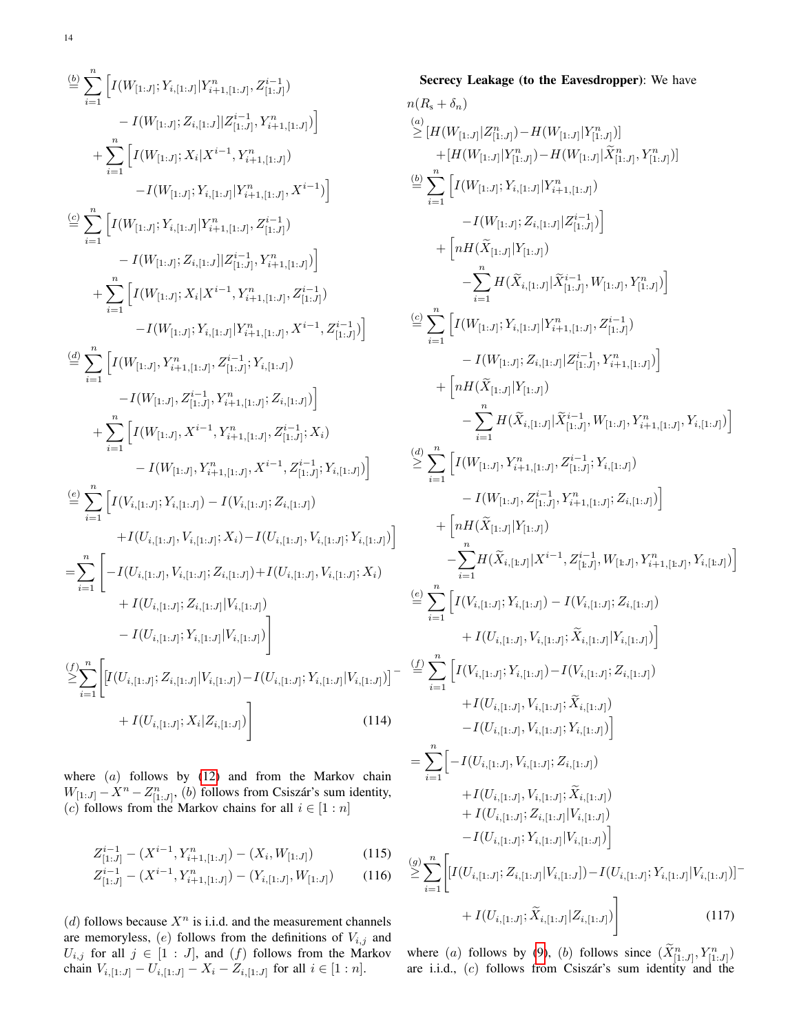$$
\begin{aligned}
&\overset{(b)}{=} \sum_{i=1}^{n} \Big[ I(W_{[1:J]}; Y_{i,[1:J]} | Y^n_{i+1,[1:J]}, Z^{i-1}_{[1:J]}) \\
&\qquad - I(W_{[1:J]}; Z_{i,[1:J]} | Z^{i-1}_{[1:J]}, Y^n_{i+1,[1:J]}) \Big] \\
&\quad + \sum_{i=1}^{n} \Big[ I(W_{[1:J]}; X_i | X^{i-1}, Y^n_{i+1,[1:J]}) \\
&\qquad - I(W_{[1:J]}; Y_{i,[1:J]} | Y^n_{i+1,[1:J]}, X^{i-1}) \Big] \\
&\overset{(c)}{=} \sum_{i=1}^{n} \Big[ I(W_{[1:J]}; Y_{i,[1:J]} | Y^n_{i+1,[1:J]}, Z^{i-1}_{[1:J]}) \\
&\qquad - I(W_{[1:J]}; Z_{i,[1:J]} | Z^{i-1}_{[1:J]}, Y^n_{i+1,[1:J]}) \Big] \\
&\quad + \sum_{i=1}^{n} \Big[ I(W_{[1:J]}; X_i | X^{i-1}, Y^n_{i+1,[1:J]}, Z^{i-1}_{[1:J]}) \\
&\qquad - I(W_{[1:J]}; Y_{i,[1:J]} | Y^n_{i+1,[1:J]}, X^{i-1}, Z^{i-1}_{[1:J]}) \Big] \\
&\overset{(d)}{=} \sum_{i=1}^{n} \Big[ I(W_{[1:J]}, Y^n_{i+1,[1:J]}, Z^{i-1}_{[1:J]}; Y_{i,[1:J]}) \\
&\qquad - I(W_{[1:J]}, Z^{i-1}_{[1:J]}, Y^n_{i+1,[1:J]}; Z_{i,[1:J]}) \Big] \\
&\quad + \sum_{i=1}^{n} \Big[ I(W_{[1:J]}, X^{i-1}, Y^n_{i+1,[1:J]}, Z^{i-1}_{[1:J]}; X_i) \\
&\qquad - I(W_{[1:J]}, Y^n_{i+1,[1:J]}, X^{i-1}, Z^{i-1}_{[1:J]}; Y_{i,[1:J]}) \Big] \\
&\overset{(e)}{=} \sum_{i=1}^{n} \Big[ I(V_{i,[1:J]}; Y_{i,[1:J]}) - I(V_{i,[1:J]}; Z_{i,[1:J]}) \\
&\qquad + I(U_{i,[1:J]}, V_{i,[1:J]}; X_i) - I(U_{i,[1:J]}, V_{i,[1:J]}; Y_{i,[1:J]}) \Big] \\
&= \sum_{i=1}^{n} \Big[ -I(U_{i,[1:J]}, V_{i,[1:J]}; Z_{i,[1:J]}) + I(U_{i,[1:J]}, V_{i,[1:J]}; X_i) \\
&\qquad + I(U_{i,[1:J]}; Z_{i,[1:J]} | V_{i,[1:J]}) \\
&\qquad - I(U_{i,[1:J]}; Y_{i,[1:J]} | V_{i,[1:J]}) \Big] \\
&\overset{(f)}{\geq} \sum_{i=1}^{n} \Big[ [I(U_{i,[1:J]}; Z_{i,[1:J]} | V_{i,[1:J]}) - I(U_{i,[1:J]}; Y_{i,[1:J]} | V_{i,[1:J]})]^{-} \\
&\qquad + I(U_{i,[1:J]}; X_i | Z_{i,[1:J]}) \Big]
\end{aligned} \tag{114}
$$

where $(a)$ follows by (12) and from the Markov chain $W_{[1:J]} - X^n - Z^n_{[1:J]}$, $(b)$ follows from Csiszár's sum identity, $(c)$ follows from the Markov chains for all $i \in [1:n]$

$$
Z^{i-1}_{[1:J]} - (X^{i-1}, Y^n_{i+1,[1:J]}) - (X_i, W_{[1:J]}) \tag{115}
$$

$$
Z^{i-1}_{[1:J]} - (X^{i-1}, Y^n_{i+1,[1:J]}) - (Y_{i,[1:J]}, W_{[1:J]}) \tag{116}
$$

$(d)$ follows because $X^n$ is i.i.d. and the measurement channels are memoryless, $(e)$ follows from the definitions of $V_{i,j}$ and $U_{i,j}$ for all $j \in [1:J]$, and $(f)$ follows from the Markov chain $V_{i,[1:J]} - U_{i,[1:J]} - X_i - Z_{i,[1:J]}$ for all $i \in [1:n]$.

**Secrecy Leakage (to the Eavesdropper)**: We have

$$
\begin{aligned}
&n(R_{\mathrm{s}} + \delta_n) \\
&\overset{(a)}{\geq} [H(W_{[1:J]} | Z^n_{[1:J]}) - H(W_{[1:J]} | Y^n_{[1:J]})] \\
&\qquad + [H(W_{[1:J]} | Y^n_{[1:J]}) - H(W_{[1:J]} | \widetilde{X}^n_{[1:J]}, Y^n_{[1:J]})] \\
&\overset{(b)}{=} \sum_{i=1}^{n} \Big[ I(W_{[1:J]}; Y_{i,[1:J]} | Y^n_{i+1,[1:J]}) \\
&\qquad - I(W_{[1:J]}; Z_{i,[1:J]} | Z^{i-1}_{[1:J]}) \Big] \\
&\quad + \Big[ nH(\widetilde{X}_{[1:J]} | Y_{[1:J]}) \\
&\qquad - \sum_{i=1}^{n} H(\widetilde{X}_{i,[1:J]} | \widetilde{X}^{i-1}_{[1:J]}, W_{[1:J]}, Y^n_{[1:J]}) \Big] \\
&\overset{(c)}{=} \sum_{i=1}^{n} \Big[ I(W_{[1:J]}; Y_{i,[1:J]} | Y^n_{i+1,[1:J]}, Z^{i-1}_{[1:J]}) \\
&\qquad - I(W_{[1:J]}; Z_{i,[1:J]} | Z^{i-1}_{[1:J]}, Y^n_{i+1,[1:J]}) \Big] \\
&\quad + \Big[ nH(\widetilde{X}_{[1:J]} | Y_{[1:J]}) \\
&\qquad - \sum_{i=1}^{n} H(\widetilde{X}_{i,[1:J]} | \widetilde{X}^{i-1}_{[1:J]}, W_{[1:J]}, Y^n_{i+1,[1:J]}, Y_{i,[1:J]}) \Big] \\
&\overset{(d)}{\geq} \sum_{i=1}^{n} \Big[ I(W_{[1:J]}, Y^n_{i+1,[1:J]}, Z^{i-1}_{[1:J]}; Y_{i,[1:J]}) \\
&\qquad - I(W_{[1:J]}, Z^{i-1}_{[1:J]}, Y^n_{i+1,[1:J]}; Z_{i,[1:J]}) \Big] \\
&\quad + \Big[ nH(\widetilde{X}_{[1:J]} | Y_{[1:J]}) \\
&\qquad - \sum_{i=1}^{n} H(\widetilde{X}_{i,[1:J]} | X^{i-1}, Z^{i-1}_{[1:J]}, W_{[1:J]}, Y^n_{i+1,[1:J]}, Y_{i,[1:J]}) \Big] \\
&\overset{(e)}{=} \sum_{i=1}^{n} \Big[ I(V_{i,[1:J]}; Y_{i,[1:J]}) - I(V_{i,[1:J]}; Z_{i,[1:J]}) \\
&\qquad + I(U_{i,[1:J]}, V_{i,[1:J]}; \widetilde{X}_{i,[1:J]} | Y_{i,[1:J]}) \Big] \\
&\overset{(f)}{=} \sum_{i=1}^{n} \Big[ I(V_{i,[1:J]}; Y_{i,[1:J]}) - I(V_{i,[1:J]}; Z_{i,[1:J]}) \\
&\qquad + I(U_{i,[1:J]}, V_{i,[1:J]}; \widetilde{X}_{i,[1:J]}) \\
&\qquad - I(U_{i,[1:J]}, V_{i,[1:J]}; Y_{i,[1:J]}) \Big] \\
&= \sum_{i=1}^{n} \Big[ -I(U_{i,[1:J]}, V_{i,[1:J]}; Z_{i,[1:J]}) \\
&\qquad + I(U_{i,[1:J]}, V_{i,[1:J]}; \widetilde{X}_{i,[1:J]}) \\
&\qquad + I(U_{i,[1:J]}; Z_{i,[1:J]} | V_{i,[1:J]}) \\
&\qquad - I(U_{i,[1:J]}; Y_{i,[1:J]} | V_{i,[1:J]}) \Big] \\
&\overset{(g)}{\geq} \sum_{i=1}^{n} \Big[ [I(U_{i,[1:J]}; Z_{i,[1:J]} | V_{i,[1:J]}) - I(U_{i,[1:J]}; Y_{i,[1:J]} | V_{i,[1:J]})]^{-} \\
&\qquad + I(U_{i,[1:J]}; \widetilde{X}_{i,[1:J]} | Z_{i,[1:J]}) \Big]
\end{aligned} \tag{117}
$$

where $(a)$ follows by (9), $(b)$ follows since $(\widetilde{X}^n_{[1:J]}, Y^n_{[1:J]})$ are i.i.d., $(c)$ follows from Csiszár's sum identity and the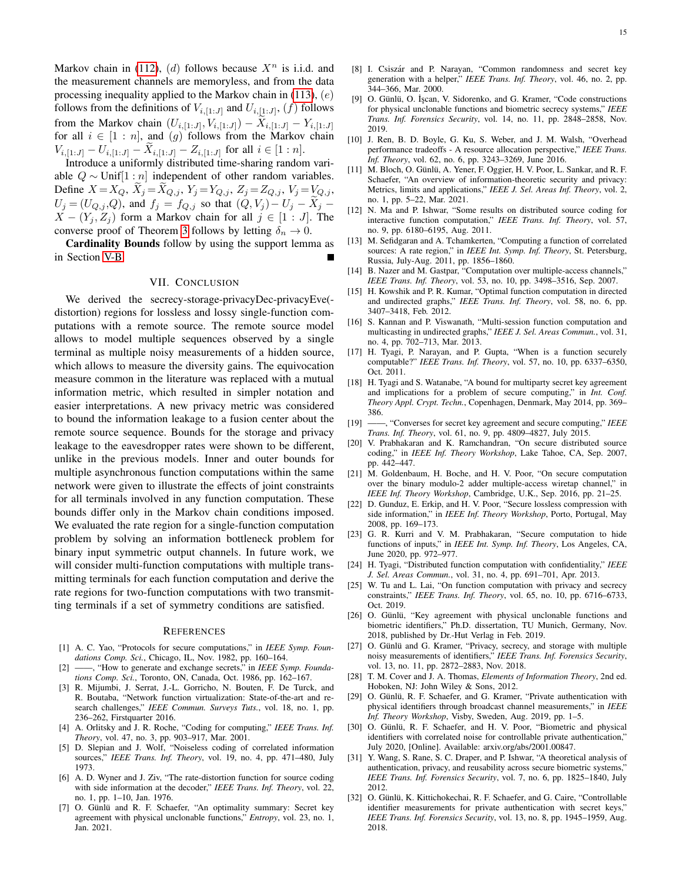Markov chain in (112), $(d)$ follows because $X^n$ is i.i.d. and the measurement channels are memoryless, and from the data processing inequality applied to the Markov chain in (113), $(e)$ follows from the definitions of $V_{i,[1:J]}$ and $U_{i,[1:J]}$, $(f)$ follows from the Markov chain $(U_{i,[1:J]}, V_{i,[1:J]}) - \widetilde{X}_{i,[1:J]} - Y_{i,[1:J]}$ for all $i \in [1:n]$, and $(g)$ follows from the Markov chain $V_{i,[1:J]} - U_{i,[1:J]} - \widetilde{X}_{i,[1:J]} - Z_{i,[1:J]}$ for all $i \in [1:n]$.

Introduce a uniformly distributed time-sharing random variable $Q \sim \text{Unif}[1:n]$ independent of other random variables. Define $X = X_Q$, $\widetilde{X}_j = \widetilde{X}_{Q,j}$, $Y_j = Y_{Q,j}$, $Z_j = Z_{Q,j}$, $V_j = V_{Q,j}$, $U_j = (U_{Q,j}, Q)$, and $f_j = f_{Q,j}$ so that $(Q, V_j) - U_j - \widetilde{X}_j - X - (Y_j, Z_j)$ form a Markov chain for all $j \in [1:J]$. The converse proof of Theorem 3 follows by letting $\delta_n \to 0$.

**Cardinality Bounds** follow by using the support lemma as in Section V-B. ∎

## VII. Conclusion

We derived the secrecy-storage-privacyDec-privacyEve(-distortion) regions for lossless and lossy single-function computations with a remote source. The remote source model allows to model multiple sequences observed by a single terminal as multiple noisy measurements of a hidden source, which allows to measure the diversity gains. The equivocation measure common in the literature was replaced with a mutual information metric, which resulted in simpler notation and easier interpretations. A new privacy metric was considered to bound the information leakage to a fusion center about the remote source sequence. Bounds for the storage and privacy leakage to the eavesdropper rates were shown to be different, unlike in the previous models. Inner and outer bounds for multiple asynchronous function computations within the same network were given to illustrate the effects of joint constraints for all terminals involved in any function computation. These bounds differ only in the Markov chain conditions imposed. We evaluated the rate region for a single-function computation problem by solving an information bottleneck problem for binary input symmetric output channels. In future work, we will consider multi-function computations with multiple transmitting terminals for each function computation and derive the rate regions for two-function computations with two transmitting terminals if a set of symmetry conditions are satisfied.

## References

[1] A. C. Yao, "Protocols for secure computations," in *IEEE Symp. Foundations Comp. Sci.*, Chicago, IL, Nov. 1982, pp. 160–164.

[2] ——, "How to generate and exchange secrets," in *IEEE Symp. Foundations Comp. Sci.*, Toronto, ON, Canada, Oct. 1986, pp. 162–167.

[3] R. Mijumbi, J. Serrat, J.-L. Gorricho, N. Bouten, F. De Turck, and R. Boutaba, "Network function virtualization: State-of-the-art and research challenges," *IEEE Commun. Surveys Tuts.*, vol. 18, no. 1, pp. 236–262, Firstquarter 2016.

[4] A. Orlitsky and J. R. Roche, "Coding for computing," *IEEE Trans. Inf. Theory*, vol. 47, no. 3, pp. 903–917, Mar. 2001.

[5] D. Slepian and J. Wolf, "Noiseless coding of correlated information sources," *IEEE Trans. Inf. Theory*, vol. 19, no. 4, pp. 471–480, July 1973.

[6] A. D. Wyner and J. Ziv, "The rate-distortion function for source coding with side information at the decoder," *IEEE Trans. Inf. Theory*, vol. 22, no. 1, pp. 1–10, Jan. 1976.

[7] O. Günlü and R. F. Schaefer, "An optimality summary: Secret key agreement with physical unclonable functions," *Entropy*, vol. 23, no. 1, Jan. 2021.

[8] I. Csiszár and P. Narayan, "Common randomness and secret key generation with a helper," *IEEE Trans. Inf. Theory*, vol. 46, no. 2, pp. 344–366, Mar. 2000.

[9] O. Günlü, O. İşcan, V. Sidorenko, and G. Kramer, "Code constructions for physical unclonable functions and biometric secrecy systems," *IEEE Trans. Inf. Forensics Security*, vol. 14, no. 11, pp. 2848–2858, Nov. 2019.

[10] J. Ren, B. D. Boyle, G. Ku, S. Weber, and J. M. Walsh, "Overhead performance tradeoffs - A resource allocation perspective," *IEEE Trans. Inf. Theory*, vol. 62, no. 6, pp. 3243–3269, June 2016.

[11] M. Bloch, O. Günlü, A. Yener, F. Oggier, H. V. Poor, L. Sankar, and R. F. Schaefer, "An overview of information-theoretic security and privacy: Metrics, limits and applications," *IEEE J. Sel. Areas Inf. Theory*, vol. 2, no. 1, pp. 5–22, Mar. 2021.

[12] N. Ma and P. Ishwar, "Some results on distributed source coding for interactive function computation," *IEEE Trans. Inf. Theory*, vol. 57, no. 9, pp. 6180–6195, Aug. 2011.

[13] M. Sefidgaran and A. Tchamkerten, "Computing a function of correlated sources: A rate region," in *IEEE Int. Symp. Inf. Theory*, St. Petersburg, Russia, July-Aug. 2011, pp. 1856–1860.

[14] B. Nazer and M. Gastpar, "Computation over multiple-access channels," *IEEE Trans. Inf. Theory*, vol. 53, no. 10, pp. 3498–3516, Sep. 2007.

[15] H. Kowshik and P. R. Kumar, "Optimal function computation in directed and undirected graphs," *IEEE Trans. Inf. Theory*, vol. 58, no. 6, pp. 3407–3418, Feb. 2012.

[16] S. Kannan and P. Viswanath, "Multi-session function computation and multicasting in undirected graphs," *IEEE J. Sel. Areas Commun.*, vol. 31, no. 4, pp. 702–713, Mar. 2013.

[17] H. Tyagi, P. Narayan, and P. Gupta, "When is a function securely computable?" *IEEE Trans. Inf. Theory*, vol. 57, no. 10, pp. 6337–6350, Oct. 2011.

[18] H. Tyagi and S. Watanabe, "A bound for multiparty secret key agreement and implications for a problem of secure computing," in *Int. Conf. Theory Appl. Crypt. Techn.*, Copenhagen, Denmark, May 2014, pp. 369–386.

[19] ——, "Converses for secret key agreement and secure computing," *IEEE Trans. Inf. Theory*, vol. 61, no. 9, pp. 4809–4827, July 2015.

[20] V. Prabhakaran and K. Ramchandran, "On secure distributed source coding," in *IEEE Inf. Theory Workshop*, Lake Tahoe, CA, Sep. 2007, pp. 442–447.

[21] M. Goldenbaum, H. Boche, and H. V. Poor, "On secure computation over the binary modulo-2 adder multiple-access wiretap channel," in *IEEE Inf. Theory Workshop*, Cambridge, U.K., Sep. 2016, pp. 21–25.

[22] D. Gunduz, E. Erkip, and H. V. Poor, "Secure lossless compression with side information," in *IEEE Inf. Theory Workshop*, Porto, Portugal, May 2008, pp. 169–173.

[23] G. R. Kurri and V. M. Prabhakaran, "Secure computation to hide functions of inputs," in *IEEE Int. Symp. Inf. Theory*, Los Angeles, CA, June 2020, pp. 972–977.

[24] H. Tyagi, "Distributed function computation with confidentiality," *IEEE J. Sel. Areas Commun.*, vol. 31, no. 4, pp. 691–701, Apr. 2013.

[25] W. Tu and L. Lai, "On function computation with privacy and secrecy constraints," *IEEE Trans. Inf. Theory*, vol. 65, no. 10, pp. 6716–6733, Oct. 2019.

[26] O. Günlü, "Key agreement with physical unclonable functions and biometric identifiers," Ph.D. dissertation, TU Munich, Germany, Nov. 2018, published by Dr.-Hut Verlag in Feb. 2019.

[27] O. Günlü and G. Kramer, "Privacy, secrecy, and storage with multiple noisy measurements of identifiers," *IEEE Trans. Inf. Forensics Security*, vol. 13, no. 11, pp. 2872–2883, Nov. 2018.

[28] T. M. Cover and J. A. Thomas, *Elements of Information Theory*, 2nd ed. Hoboken, NJ: John Wiley & Sons, 2012.

[29] O. Günlü, R. F. Schaefer, and G. Kramer, "Private authentication with physical identifiers through broadcast channel measurements," in *IEEE Inf. Theory Workshop*, Visby, Sweden, Aug. 2019, pp. 1–5.

[30] O. Günlü, R. F. Schaefer, and H. V. Poor, "Biometric and physical identifiers with correlated noise for controllable private authentication," July 2020, [Online]. Available: arxiv.org/abs/2001.00847.

[31] Y. Wang, S. Rane, S. C. Draper, and P. Ishwar, "A theoretical analysis of authentication, privacy, and reusability across secure biometric systems," *IEEE Trans. Inf. Forensics Security*, vol. 7, no. 6, pp. 1825–1840, July 2012.

[32] O. Günlü, K. Kittichokechai, R. F. Schaefer, and G. Caire, "Controllable identifier measurements for private authentication with secret keys," *IEEE Trans. Inf. Forensics Security*, vol. 13, no. 8, pp. 1945–1959, Aug. 2018.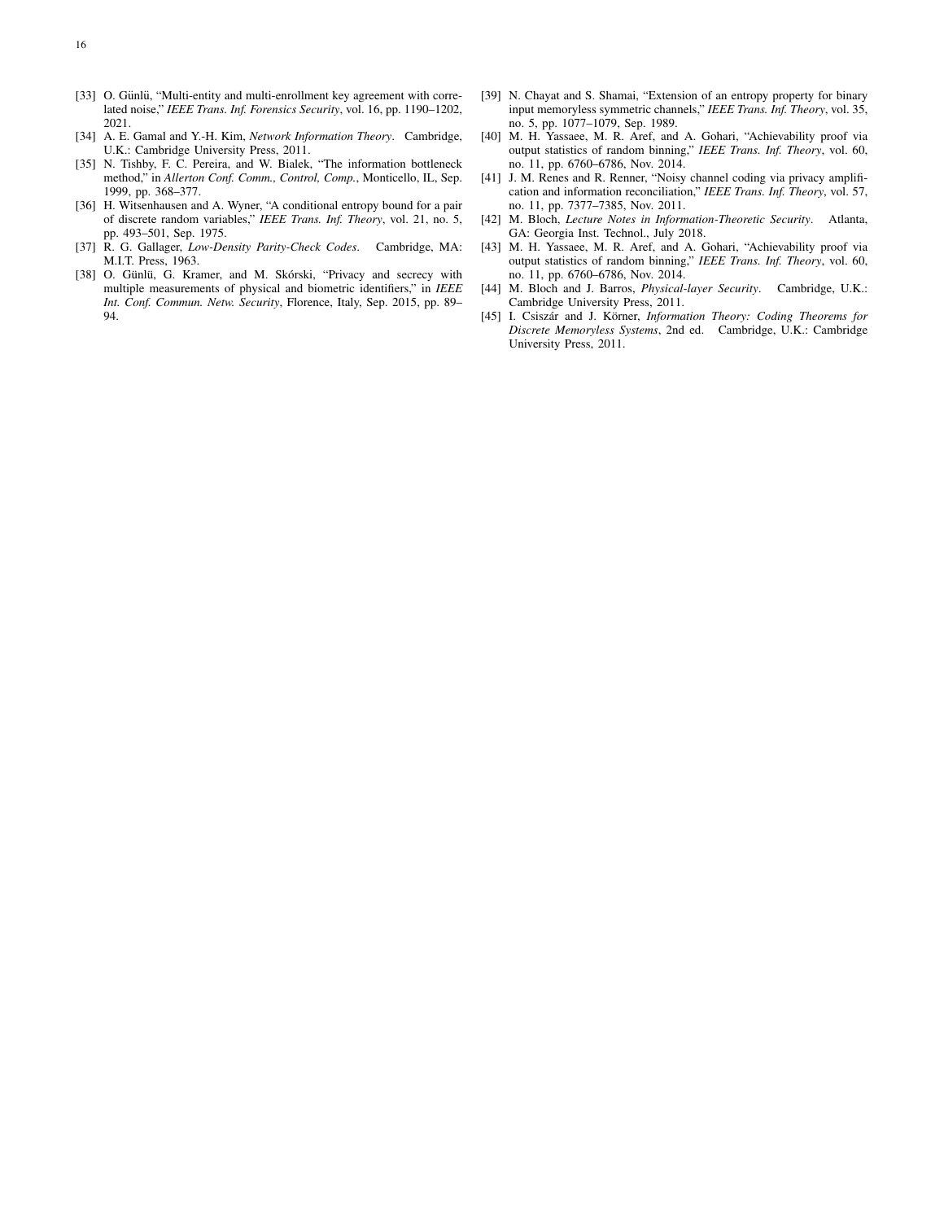[33] O. Günlü, "Multi-entity and multi-enrollment key agreement with correlated noise," *IEEE Trans. Inf. Forensics Security*, vol. 16, pp. 1190–1202, 2021.

[34] A. E. Gamal and Y.-H. Kim, *Network Information Theory*. Cambridge, U.K.: Cambridge University Press, 2011.

[35] N. Tishby, F. C. Pereira, and W. Bialek, "The information bottleneck method," in *Allerton Conf. Comm., Control, Comp.*, Monticello, IL, Sep. 1999, pp. 368–377.

[36] H. Witsenhausen and A. Wyner, "A conditional entropy bound for a pair of discrete random variables," *IEEE Trans. Inf. Theory*, vol. 21, no. 5, pp. 493–501, Sep. 1975.

[37] R. G. Gallager, *Low-Density Parity-Check Codes*. Cambridge, MA: M.I.T. Press, 1963.

[38] O. Günlü, G. Kramer, and M. Skórski, "Privacy and secrecy with multiple measurements of physical and biometric identifiers," in *IEEE Int. Conf. Commun. Netw. Security*, Florence, Italy, Sep. 2015, pp. 89–94.

[39] N. Chayat and S. Shamai, "Extension of an entropy property for binary input memoryless symmetric channels," *IEEE Trans. Inf. Theory*, vol. 35, no. 5, pp. 1077–1079, Sep. 1989.

[40] M. H. Yassaee, M. R. Aref, and A. Gohari, "Achievability proof via output statistics of random binning," *IEEE Trans. Inf. Theory*, vol. 60, no. 11, pp. 6760–6786, Nov. 2014.

[41] J. M. Renes and R. Renner, "Noisy channel coding via privacy amplification and information reconciliation," *IEEE Trans. Inf. Theory*, vol. 57, no. 11, pp. 7377–7385, Nov. 2011.

[42] M. Bloch, *Lecture Notes in Information-Theoretic Security*. Atlanta, GA: Georgia Inst. Technol., July 2018.

[43] M. H. Yassaee, M. R. Aref, and A. Gohari, "Achievability proof via output statistics of random binning," *IEEE Trans. Inf. Theory*, vol. 60, no. 11, pp. 6760–6786, Nov. 2014.

[44] M. Bloch and J. Barros, *Physical-layer Security*. Cambridge, U.K.: Cambridge University Press, 2011.

[45] I. Csiszár and J. Körner, *Information Theory: Coding Theorems for Discrete Memoryless Systems*, 2nd ed. Cambridge, U.K.: Cambridge University Press, 2011.